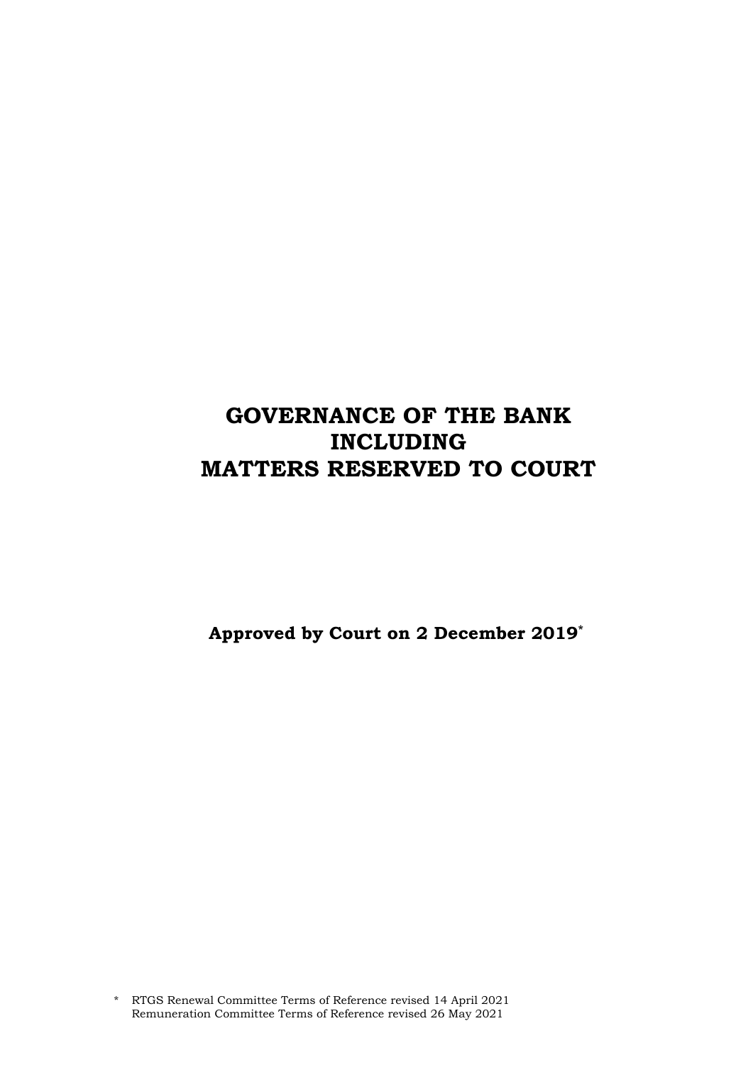# GOVERNANCE OF THE BANK INCLUDING MATTERS RESERVED TO COURT

**Approved by Court on 2 December 2019***

\* RTGS Renewal Committee Terms of Reference revised 14 April 2021
Remuneration Committee Terms of Reference revised 26 May 2021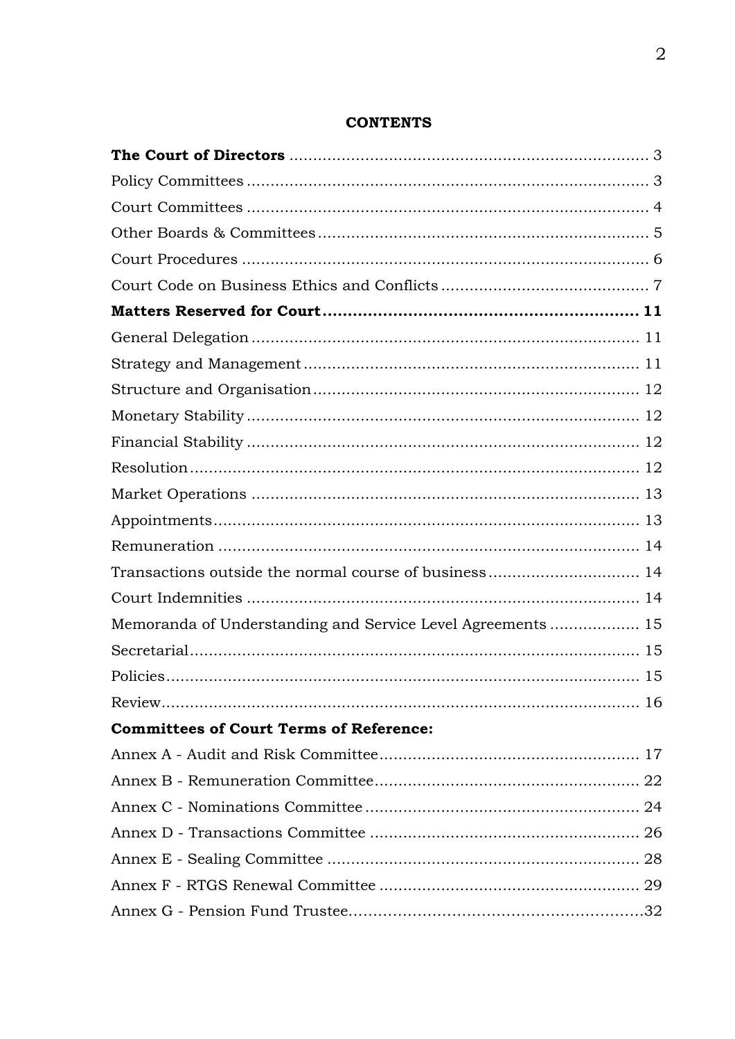**CONTENTS**

**The Court of Directors** .......................................................................... 3

Policy Committees .................................................................................... 3

Court Committees .................................................................................... 4

Other Boards & Committees .................................................................... 5

Court Procedures ..................................................................................... 6

Court Code on Business Ethics and Conflicts ........................................... 7

**Matters Reserved for Court** ................................................................ 11

General Delegation ................................................................................. 11

Strategy and Management ...................................................................... 11

Structure and Organisation .................................................................... 12

Monetary Stability .................................................................................. 12

Financial Stability ................................................................................... 12

Resolution ............................................................................................... 12

Market Operations ................................................................................. 13

Appointments .......................................................................................... 13

Remuneration ......................................................................................... 14

Transactions outside the normal course of business ............................... 14

Court Indemnities ................................................................................... 14

Memoranda of Understanding and Service Level Agreements .................. 15

Secretarial ............................................................................................... 15

Policies .................................................................................................... 15

Review ..................................................................................................... 16

**Committees of Court Terms of Reference:**

Annex A - Audit and Risk Committee ...................................................... 17

Annex B - Remuneration Committee ....................................................... 22

Annex C - Nominations Committee ......................................................... 24

Annex D - Transactions Committee ........................................................ 26

Annex E - Sealing Committee ................................................................. 28

Annex F - RTGS Renewal Committee ...................................................... 29

Annex G - Pension Fund Trustee ............................................................ 32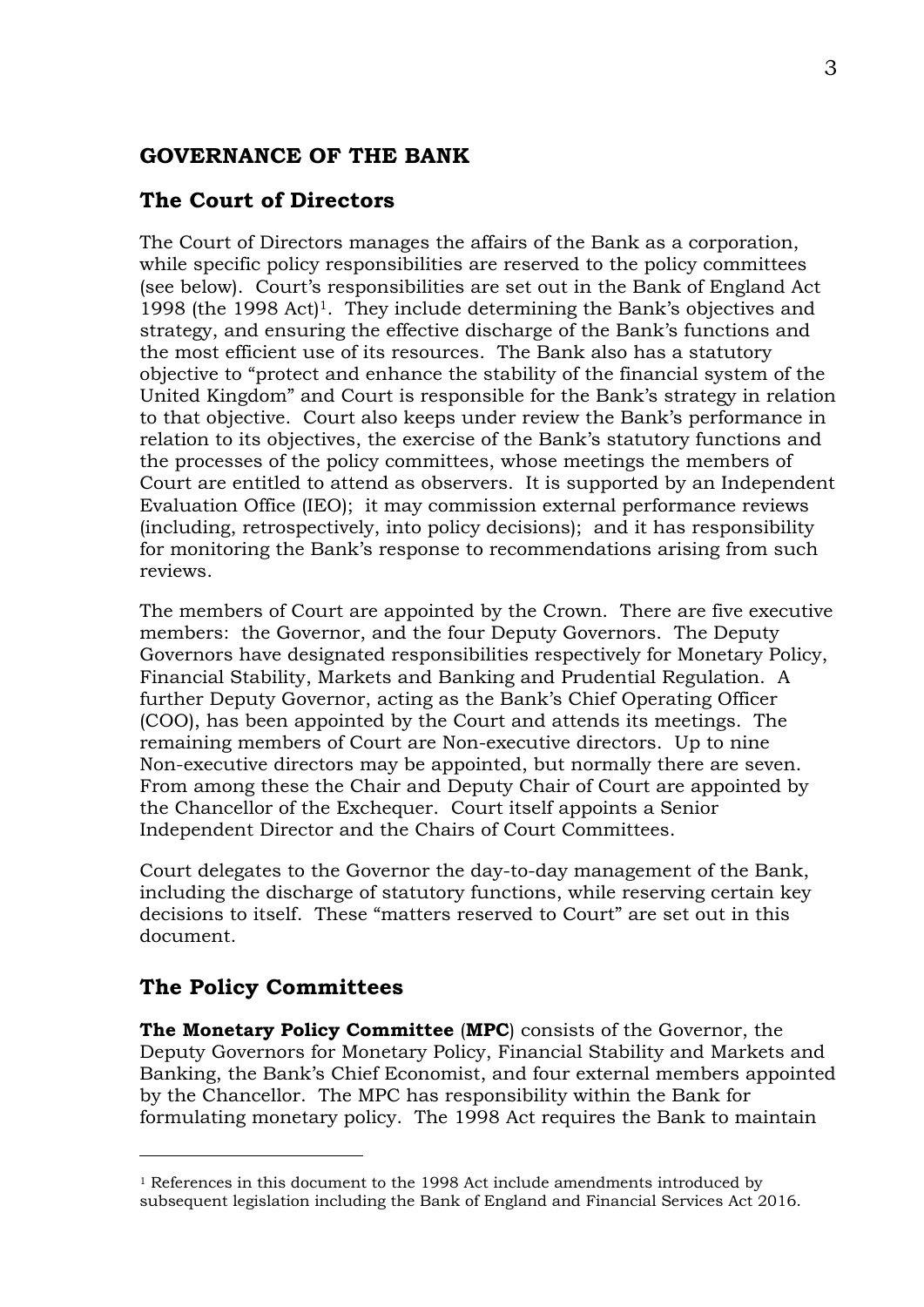## GOVERNANCE OF THE BANK

### The Court of Directors

The Court of Directors manages the affairs of the Bank as a corporation, while specific policy responsibilities are reserved to the policy committees (see below). Court's responsibilities are set out in the Bank of England Act 1998 (the 1998 Act)[1]. They include determining the Bank's objectives and strategy, and ensuring the effective discharge of the Bank's functions and the most efficient use of its resources. The Bank also has a statutory objective to "protect and enhance the stability of the financial system of the United Kingdom" and Court is responsible for the Bank's strategy in relation to that objective. Court also keeps under review the Bank's performance in relation to its objectives, the exercise of the Bank's statutory functions and the processes of the policy committees, whose meetings the members of Court are entitled to attend as observers. It is supported by an Independent Evaluation Office (IEO); it may commission external performance reviews (including, retrospectively, into policy decisions); and it has responsibility for monitoring the Bank's response to recommendations arising from such reviews.

The members of Court are appointed by the Crown. There are five executive members: the Governor, and the four Deputy Governors. The Deputy Governors have designated responsibilities respectively for Monetary Policy, Financial Stability, Markets and Banking and Prudential Regulation. A further Deputy Governor, acting as the Bank's Chief Operating Officer (COO), has been appointed by the Court and attends its meetings. The remaining members of Court are Non-executive directors. Up to nine Non-executive directors may be appointed, but normally there are seven. From among these the Chair and Deputy Chair of Court are appointed by the Chancellor of the Exchequer. Court itself appoints a Senior Independent Director and the Chairs of Court Committees.

Court delegates to the Governor the day-to-day management of the Bank, including the discharge of statutory functions, while reserving certain key decisions to itself. These "matters reserved to Court" are set out in this document.

### The Policy Committees

**The Monetary Policy Committee** (**MPC**) consists of the Governor, the Deputy Governors for Monetary Policy, Financial Stability and Markets and Banking, the Bank's Chief Economist, and four external members appointed by the Chancellor. The MPC has responsibility within the Bank for formulating monetary policy. The 1998 Act requires the Bank to maintain

[1] References in this document to the 1998 Act include amendments introduced by subsequent legislation including the Bank of England and Financial Services Act 2016.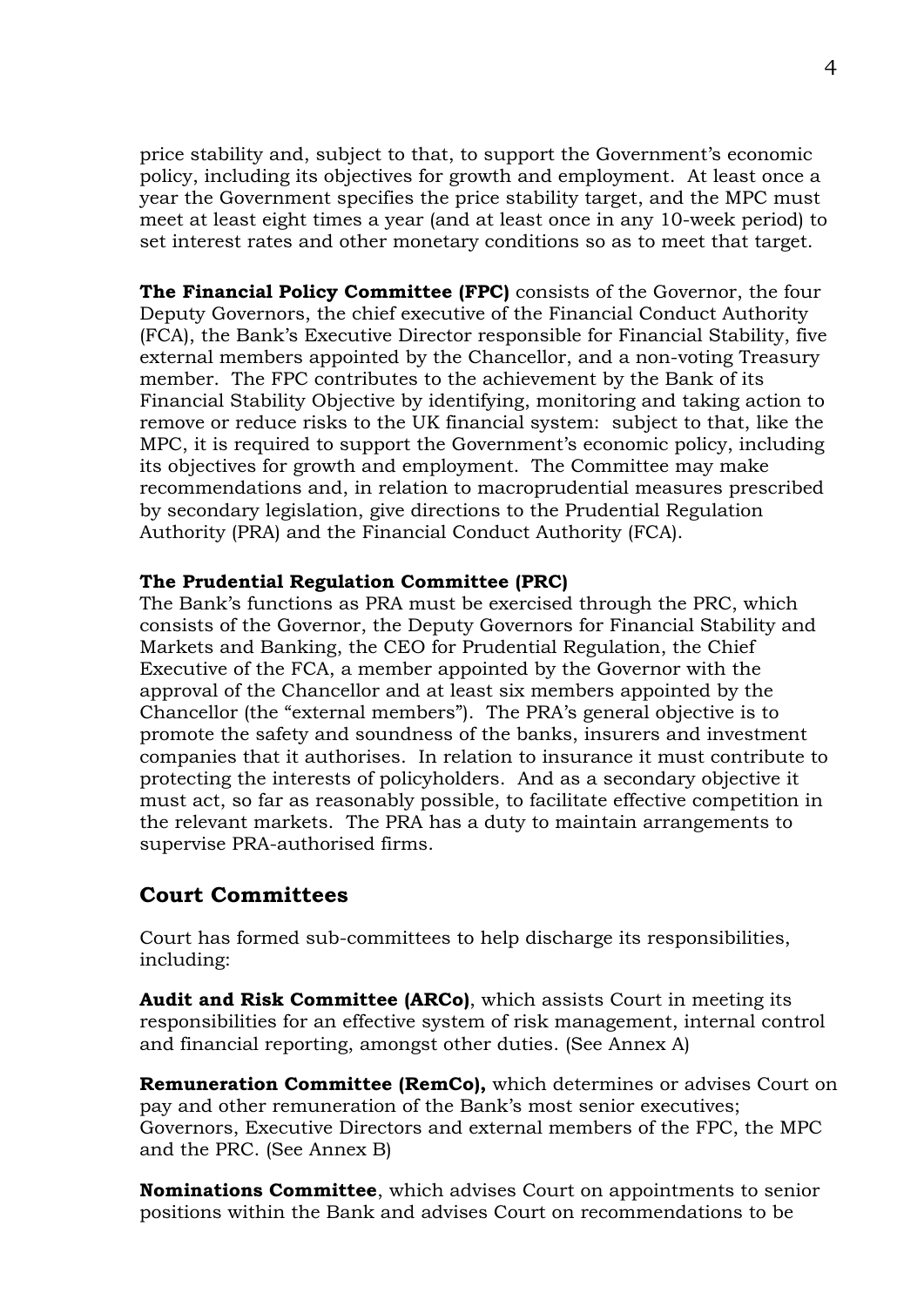price stability and, subject to that, to support the Government's economic policy, including its objectives for growth and employment. At least once a year the Government specifies the price stability target, and the MPC must meet at least eight times a year (and at least once in any 10-week period) to set interest rates and other monetary conditions so as to meet that target.

**The Financial Policy Committee (FPC)** consists of the Governor, the four Deputy Governors, the chief executive of the Financial Conduct Authority (FCA), the Bank's Executive Director responsible for Financial Stability, five external members appointed by the Chancellor, and a non-voting Treasury member. The FPC contributes to the achievement by the Bank of its Financial Stability Objective by identifying, monitoring and taking action to remove or reduce risks to the UK financial system: subject to that, like the MPC, it is required to support the Government's economic policy, including its objectives for growth and employment. The Committee may make recommendations and, in relation to macroprudential measures prescribed by secondary legislation, give directions to the Prudential Regulation Authority (PRA) and the Financial Conduct Authority (FCA).

**The Prudential Regulation Committee (PRC)**

The Bank's functions as PRA must be exercised through the PRC, which consists of the Governor, the Deputy Governors for Financial Stability and Markets and Banking, the CEO for Prudential Regulation, the Chief Executive of the FCA, a member appointed by the Governor with the approval of the Chancellor and at least six members appointed by the Chancellor (the "external members"). The PRA's general objective is to promote the safety and soundness of the banks, insurers and investment companies that it authorises. In relation to insurance it must contribute to protecting the interests of policyholders. And as a secondary objective it must act, so far as reasonably possible, to facilitate effective competition in the relevant markets. The PRA has a duty to maintain arrangements to supervise PRA-authorised firms.

## Court Committees

Court has formed sub-committees to help discharge its responsibilities, including:

**Audit and Risk Committee (ARCo)**, which assists Court in meeting its responsibilities for an effective system of risk management, internal control and financial reporting, amongst other duties. (See Annex A)

**Remuneration Committee (RemCo),** which determines or advises Court on pay and other remuneration of the Bank's most senior executives; Governors, Executive Directors and external members of the FPC, the MPC and the PRC. (See Annex B)

**Nominations Committee**, which advises Court on appointments to senior positions within the Bank and advises Court on recommendations to be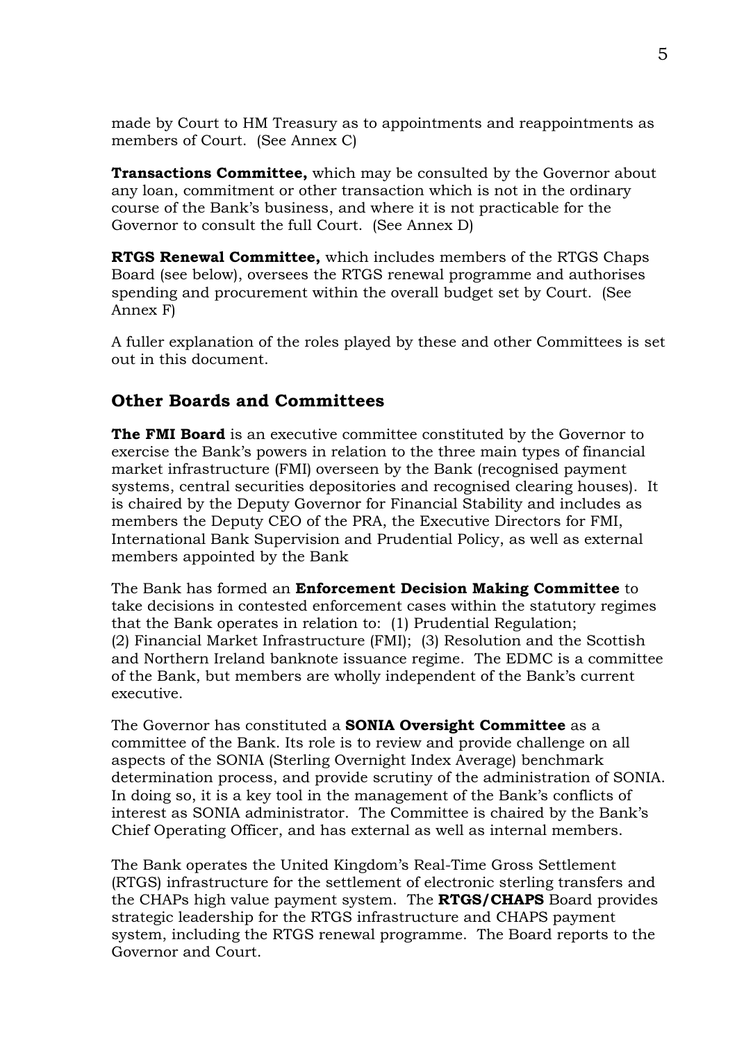made by Court to HM Treasury as to appointments and reappointments as members of Court. (See Annex C)

**Transactions Committee,** which may be consulted by the Governor about any loan, commitment or other transaction which is not in the ordinary course of the Bank's business, and where it is not practicable for the Governor to consult the full Court. (See Annex D)

**RTGS Renewal Committee,** which includes members of the RTGS Chaps Board (see below), oversees the RTGS renewal programme and authorises spending and procurement within the overall budget set by Court. (See Annex F)

A fuller explanation of the roles played by these and other Committees is set out in this document.

## Other Boards and Committees

**The FMI Board** is an executive committee constituted by the Governor to exercise the Bank's powers in relation to the three main types of financial market infrastructure (FMI) overseen by the Bank (recognised payment systems, central securities depositories and recognised clearing houses). It is chaired by the Deputy Governor for Financial Stability and includes as members the Deputy CEO of the PRA, the Executive Directors for FMI, International Bank Supervision and Prudential Policy, as well as external members appointed by the Bank

The Bank has formed an **Enforcement Decision Making Committee** to take decisions in contested enforcement cases within the statutory regimes that the Bank operates in relation to: (1) Prudential Regulation; (2) Financial Market Infrastructure (FMI); (3) Resolution and the Scottish and Northern Ireland banknote issuance regime. The EDMC is a committee of the Bank, but members are wholly independent of the Bank's current executive.

The Governor has constituted a **SONIA Oversight Committee** as a committee of the Bank. Its role is to review and provide challenge on all aspects of the SONIA (Sterling Overnight Index Average) benchmark determination process, and provide scrutiny of the administration of SONIA. In doing so, it is a key tool in the management of the Bank's conflicts of interest as SONIA administrator. The Committee is chaired by the Bank's Chief Operating Officer, and has external as well as internal members.

The Bank operates the United Kingdom's Real-Time Gross Settlement (RTGS) infrastructure for the settlement of electronic sterling transfers and the CHAPs high value payment system. The **RTGS/CHAPS** Board provides strategic leadership for the RTGS infrastructure and CHAPS payment system, including the RTGS renewal programme. The Board reports to the Governor and Court.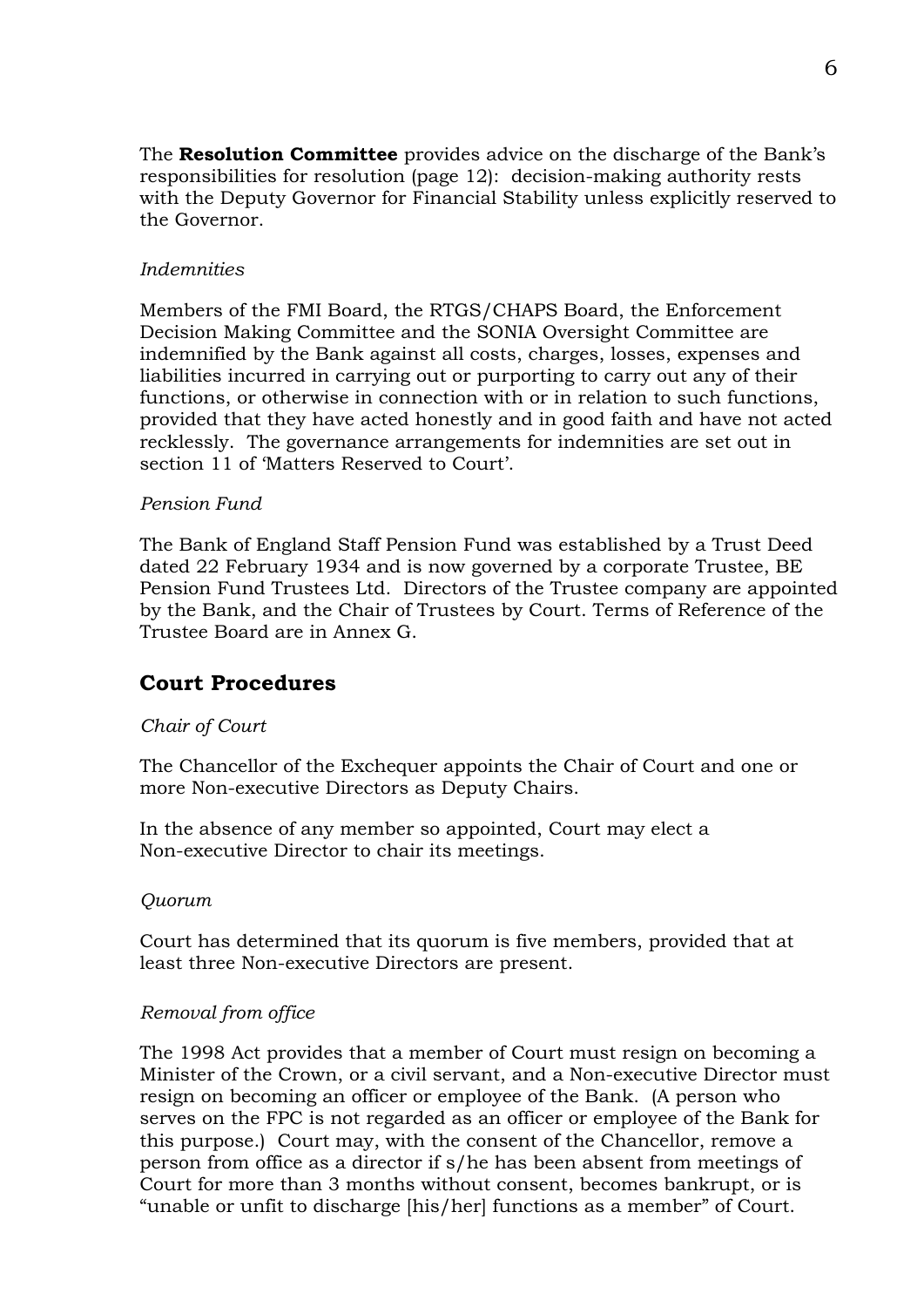The **Resolution Committee** provides advice on the discharge of the Bank's responsibilities for resolution (page 12): decision-making authority rests with the Deputy Governor for Financial Stability unless explicitly reserved to the Governor.

*Indemnities*

Members of the FMI Board, the RTGS/CHAPS Board, the Enforcement Decision Making Committee and the SONIA Oversight Committee are indemnified by the Bank against all costs, charges, losses, expenses and liabilities incurred in carrying out or purporting to carry out any of their functions, or otherwise in connection with or in relation to such functions, provided that they have acted honestly and in good faith and have not acted recklessly. The governance arrangements for indemnities are set out in section 11 of 'Matters Reserved to Court'.

*Pension Fund*

The Bank of England Staff Pension Fund was established by a Trust Deed dated 22 February 1934 and is now governed by a corporate Trustee, BE Pension Fund Trustees Ltd. Directors of the Trustee company are appointed by the Bank, and the Chair of Trustees by Court. Terms of Reference of the Trustee Board are in Annex G.

## Court Procedures

*Chair of Court*

The Chancellor of the Exchequer appoints the Chair of Court and one or more Non-executive Directors as Deputy Chairs.

In the absence of any member so appointed, Court may elect a Non-executive Director to chair its meetings.

*Quorum*

Court has determined that its quorum is five members, provided that at least three Non-executive Directors are present.

*Removal from office*

The 1998 Act provides that a member of Court must resign on becoming a Minister of the Crown, or a civil servant, and a Non-executive Director must resign on becoming an officer or employee of the Bank. (A person who serves on the FPC is not regarded as an officer or employee of the Bank for this purpose.) Court may, with the consent of the Chancellor, remove a person from office as a director if s/he has been absent from meetings of Court for more than 3 months without consent, becomes bankrupt, or is "unable or unfit to discharge [his/her] functions as a member" of Court.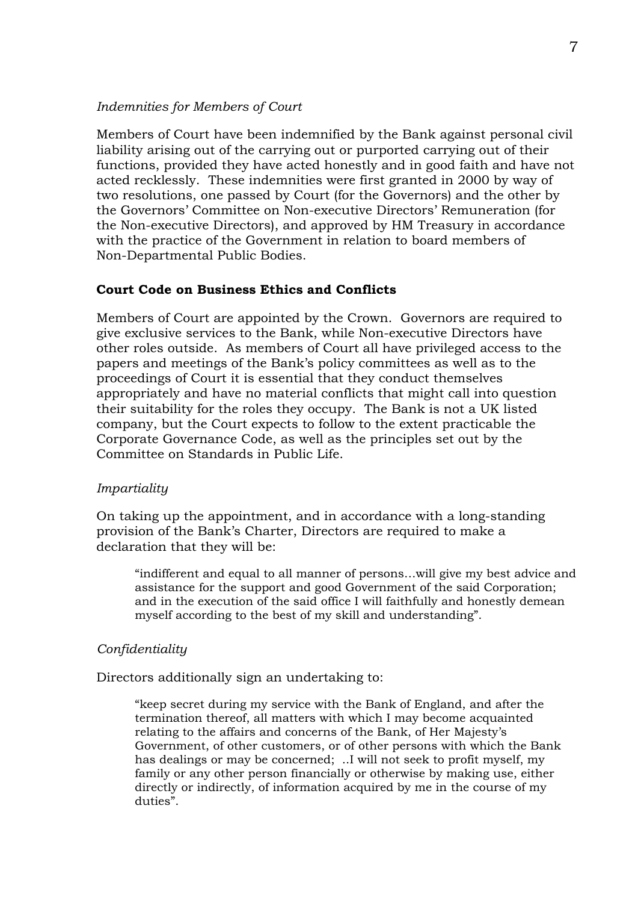*Indemnities for Members of Court*

Members of Court have been indemnified by the Bank against personal civil liability arising out of the carrying out or purported carrying out of their functions, provided they have acted honestly and in good faith and have not acted recklessly. These indemnities were first granted in 2000 by way of two resolutions, one passed by Court (for the Governors) and the other by the Governors' Committee on Non-executive Directors' Remuneration (for the Non-executive Directors), and approved by HM Treasury in accordance with the practice of the Government in relation to board members of Non-Departmental Public Bodies.

**Court Code on Business Ethics and Conflicts**

Members of Court are appointed by the Crown. Governors are required to give exclusive services to the Bank, while Non-executive Directors have other roles outside. As members of Court all have privileged access to the papers and meetings of the Bank's policy committees as well as to the proceedings of Court it is essential that they conduct themselves appropriately and have no material conflicts that might call into question their suitability for the roles they occupy. The Bank is not a UK listed company, but the Court expects to follow to the extent practicable the Corporate Governance Code, as well as the principles set out by the Committee on Standards in Public Life.

*Impartiality*

On taking up the appointment, and in accordance with a long-standing provision of the Bank's Charter, Directors are required to make a declaration that they will be:

> "indifferent and equal to all manner of persons…will give my best advice and assistance for the support and good Government of the said Corporation; and in the execution of the said office I will faithfully and honestly demean myself according to the best of my skill and understanding".

*Confidentiality*

Directors additionally sign an undertaking to:

> "keep secret during my service with the Bank of England, and after the termination thereof, all matters with which I may become acquainted relating to the affairs and concerns of the Bank, of Her Majesty's Government, of other customers, or of other persons with which the Bank has dealings or may be concerned; ..I will not seek to profit myself, my family or any other person financially or otherwise by making use, either directly or indirectly, of information acquired by me in the course of my duties".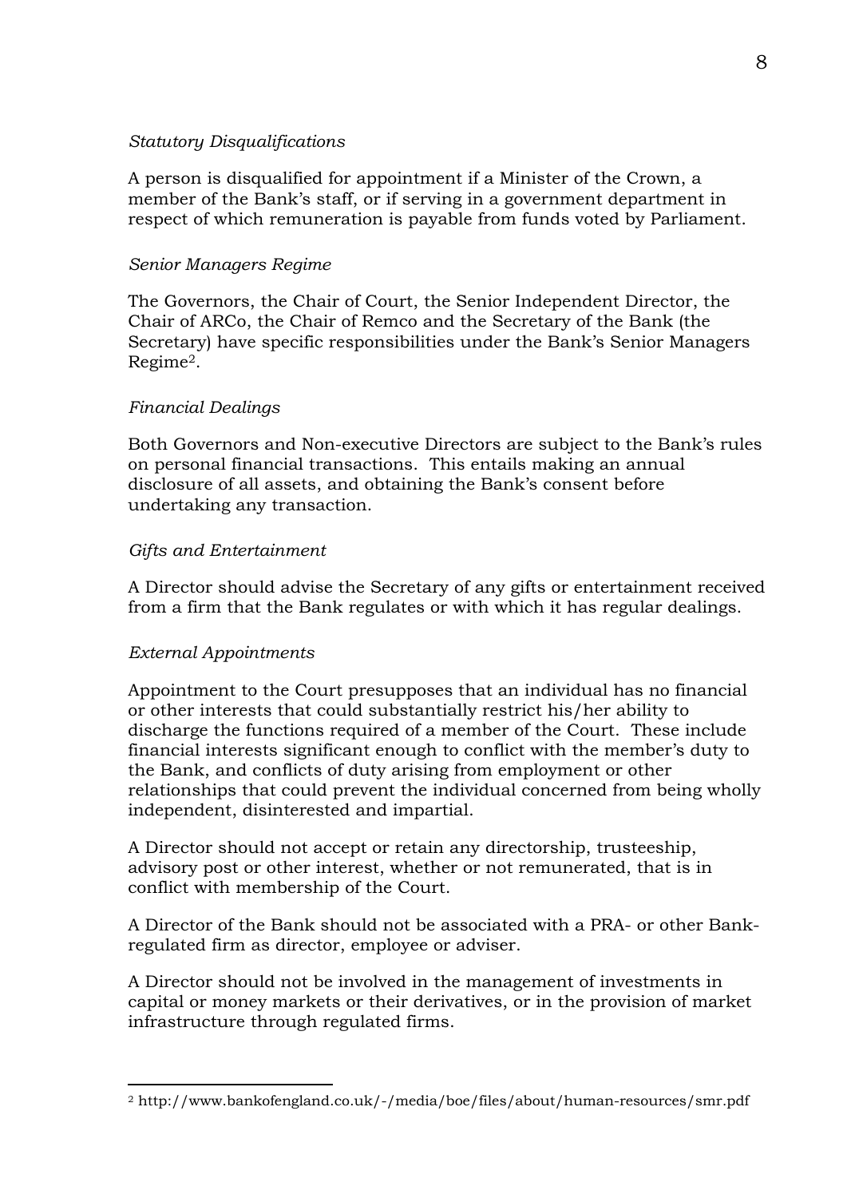*Statutory Disqualifications*

A person is disqualified for appointment if a Minister of the Crown, a member of the Bank's staff, or if serving in a government department in respect of which remuneration is payable from funds voted by Parliament.

*Senior Managers Regime*

The Governors, the Chair of Court, the Senior Independent Director, the Chair of ARCo, the Chair of Remco and the Secretary of the Bank (the Secretary) have specific responsibilities under the Bank's Senior Managers Regime[2].

*Financial Dealings*

Both Governors and Non-executive Directors are subject to the Bank's rules on personal financial transactions. This entails making an annual disclosure of all assets, and obtaining the Bank's consent before undertaking any transaction.

*Gifts and Entertainment*

A Director should advise the Secretary of any gifts or entertainment received from a firm that the Bank regulates or with which it has regular dealings.

*External Appointments*

Appointment to the Court presupposes that an individual has no financial or other interests that could substantially restrict his/her ability to discharge the functions required of a member of the Court. These include financial interests significant enough to conflict with the member's duty to the Bank, and conflicts of duty arising from employment or other relationships that could prevent the individual concerned from being wholly independent, disinterested and impartial.

A Director should not accept or retain any directorship, trusteeship, advisory post or other interest, whether or not remunerated, that is in conflict with membership of the Court.

A Director of the Bank should not be associated with a PRA- or other Bank-regulated firm as director, employee or adviser.

A Director should not be involved in the management of investments in capital or money markets or their derivatives, or in the provision of market infrastructure through regulated firms.

---

[2] http://www.bankofengland.co.uk/-/media/boe/files/about/human-resources/smr.pdf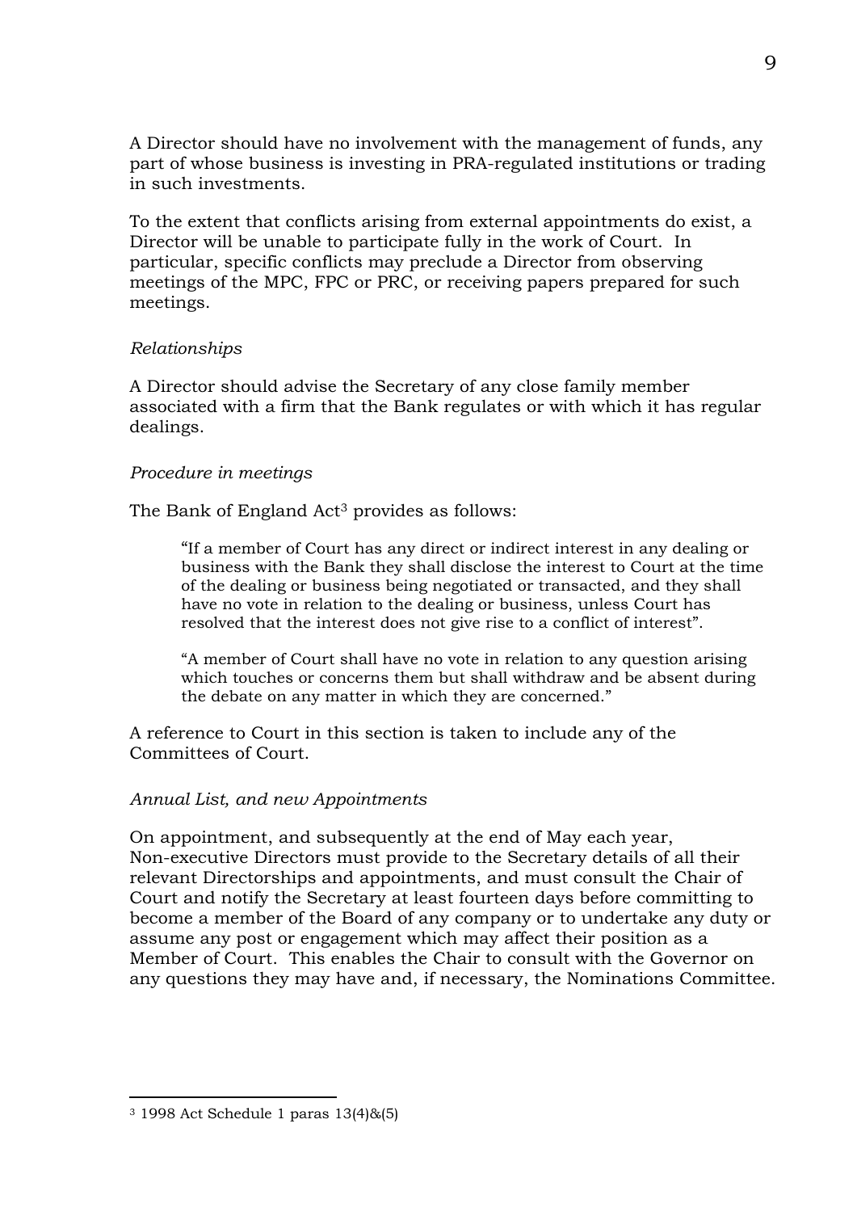A Director should have no involvement with the management of funds, any part of whose business is investing in PRA-regulated institutions or trading in such investments.

To the extent that conflicts arising from external appointments do exist, a Director will be unable to participate fully in the work of Court. In particular, specific conflicts may preclude a Director from observing meetings of the MPC, FPC or PRC, or receiving papers prepared for such meetings.

*Relationships*

A Director should advise the Secretary of any close family member associated with a firm that the Bank regulates or with which it has regular dealings.

*Procedure in meetings*

The Bank of England Act[3] provides as follows:

> "If a member of Court has any direct or indirect interest in any dealing or business with the Bank they shall disclose the interest to Court at the time of the dealing or business being negotiated or transacted, and they shall have no vote in relation to the dealing or business, unless Court has resolved that the interest does not give rise to a conflict of interest".
>
> "A member of Court shall have no vote in relation to any question arising which touches or concerns them but shall withdraw and be absent during the debate on any matter in which they are concerned."

A reference to Court in this section is taken to include any of the Committees of Court.

*Annual List, and new Appointments*

On appointment, and subsequently at the end of May each year, Non-executive Directors must provide to the Secretary details of all their relevant Directorships and appointments, and must consult the Chair of Court and notify the Secretary at least fourteen days before committing to become a member of the Board of any company or to undertake any duty or assume any post or engagement which may affect their position as a Member of Court. This enables the Chair to consult with the Governor on any questions they may have and, if necessary, the Nominations Committee.

[3] 1998 Act Schedule 1 paras 13(4)&(5)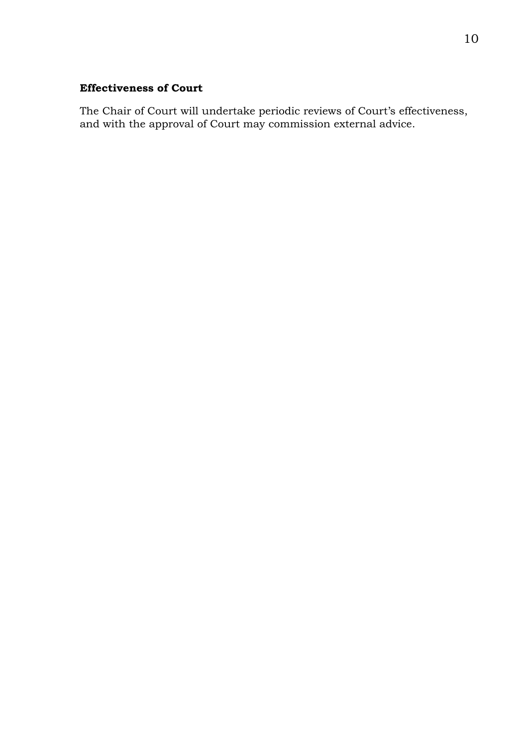**Effectiveness of Court**

The Chair of Court will undertake periodic reviews of Court's effectiveness, and with the approval of Court may commission external advice.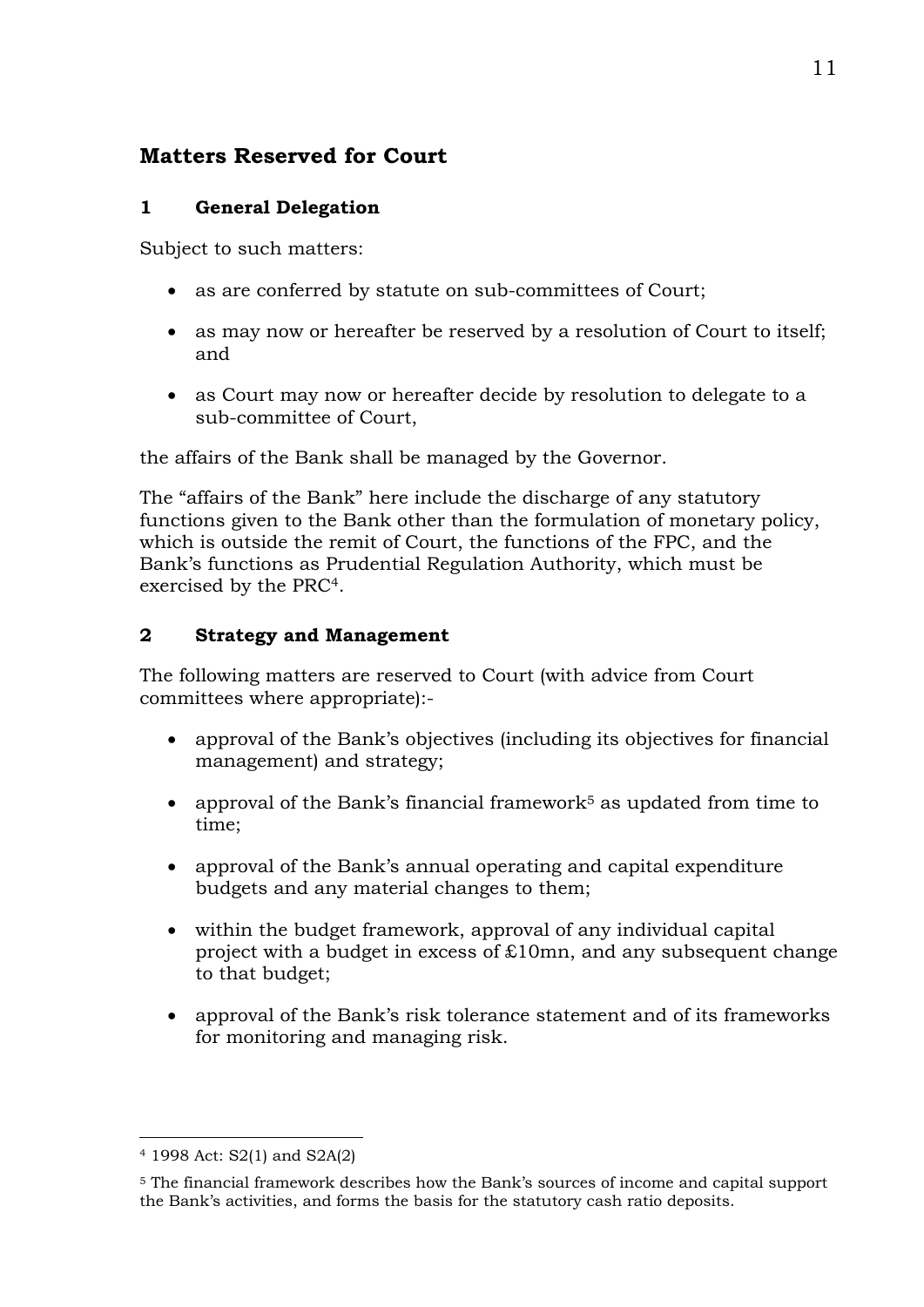## Matters Reserved for Court

### 1 General Delegation

Subject to such matters:

- as are conferred by statute on sub-committees of Court;
- as may now or hereafter be reserved by a resolution of Court to itself; and
- as Court may now or hereafter decide by resolution to delegate to a sub-committee of Court,

the affairs of the Bank shall be managed by the Governor.

The "affairs of the Bank" here include the discharge of any statutory functions given to the Bank other than the formulation of monetary policy, which is outside the remit of Court, the functions of the FPC, and the Bank's functions as Prudential Regulation Authority, which must be exercised by the PRC[4].

### 2 Strategy and Management

The following matters are reserved to Court (with advice from Court committees where appropriate):-

- approval of the Bank's objectives (including its objectives for financial management) and strategy;
- approval of the Bank's financial framework[5] as updated from time to time;
- approval of the Bank's annual operating and capital expenditure budgets and any material changes to them;
- within the budget framework, approval of any individual capital project with a budget in excess of £10mn, and any subsequent change to that budget;
- approval of the Bank's risk tolerance statement and of its frameworks for monitoring and managing risk.

---

[4] 1998 Act: S2(1) and S2A(2)

[5] The financial framework describes how the Bank's sources of income and capital support the Bank's activities, and forms the basis for the statutory cash ratio deposits.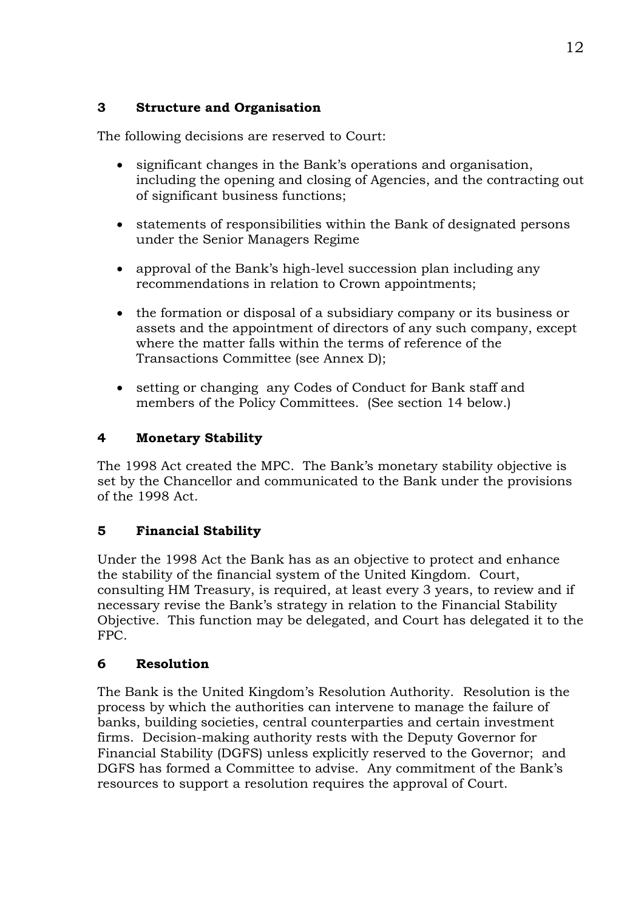## 3 Structure and Organisation

The following decisions are reserved to Court:

- significant changes in the Bank's operations and organisation, including the opening and closing of Agencies, and the contracting out of significant business functions;
- statements of responsibilities within the Bank of designated persons under the Senior Managers Regime
- approval of the Bank's high-level succession plan including any recommendations in relation to Crown appointments;
- the formation or disposal of a subsidiary company or its business or assets and the appointment of directors of any such company, except where the matter falls within the terms of reference of the Transactions Committee (see Annex D);
- setting or changing any Codes of Conduct for Bank staff and members of the Policy Committees. (See section 14 below.)

## 4 Monetary Stability

The 1998 Act created the MPC. The Bank's monetary stability objective is set by the Chancellor and communicated to the Bank under the provisions of the 1998 Act.

## 5 Financial Stability

Under the 1998 Act the Bank has as an objective to protect and enhance the stability of the financial system of the United Kingdom. Court, consulting HM Treasury, is required, at least every 3 years, to review and if necessary revise the Bank's strategy in relation to the Financial Stability Objective. This function may be delegated, and Court has delegated it to the FPC.

## 6 Resolution

The Bank is the United Kingdom's Resolution Authority. Resolution is the process by which the authorities can intervene to manage the failure of banks, building societies, central counterparties and certain investment firms. Decision-making authority rests with the Deputy Governor for Financial Stability (DGFS) unless explicitly reserved to the Governor; and DGFS has formed a Committee to advise. Any commitment of the Bank's resources to support a resolution requires the approval of Court.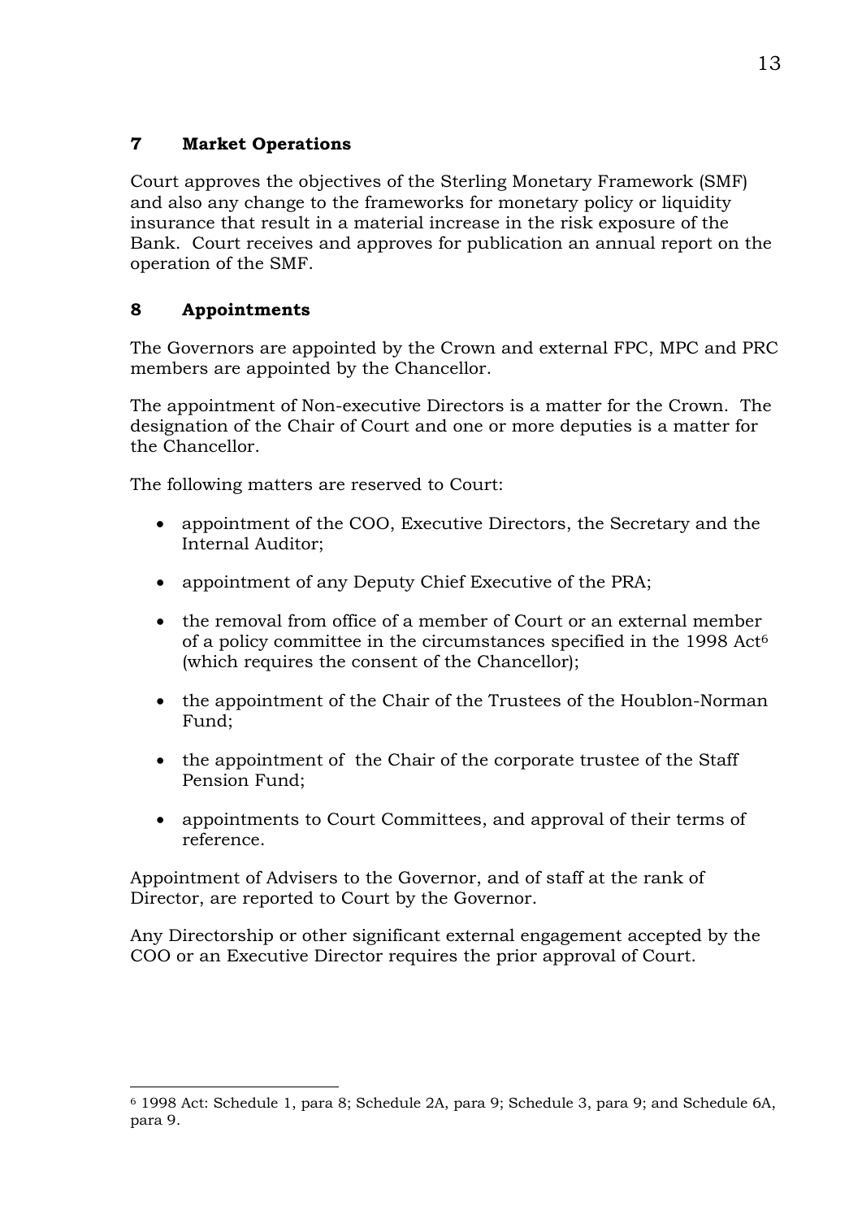## 7 Market Operations

Court approves the objectives of the Sterling Monetary Framework (SMF) and also any change to the frameworks for monetary policy or liquidity insurance that result in a material increase in the risk exposure of the Bank. Court receives and approves for publication an annual report on the operation of the SMF.

## 8 Appointments

The Governors are appointed by the Crown and external FPC, MPC and PRC members are appointed by the Chancellor.

The appointment of Non-executive Directors is a matter for the Crown. The designation of the Chair of Court and one or more deputies is a matter for the Chancellor.

The following matters are reserved to Court:

- appointment of the COO, Executive Directors, the Secretary and the Internal Auditor;
- appointment of any Deputy Chief Executive of the PRA;
- the removal from office of a member of Court or an external member of a policy committee in the circumstances specified in the 1998 Act[6] (which requires the consent of the Chancellor);
- the appointment of the Chair of the Trustees of the Houblon-Norman Fund;
- the appointment of the Chair of the corporate trustee of the Staff Pension Fund;
- appointments to Court Committees, and approval of their terms of reference.

Appointment of Advisers to the Governor, and of staff at the rank of Director, are reported to Court by the Governor.

Any Directorship or other significant external engagement accepted by the COO or an Executive Director requires the prior approval of Court.

[6] 1998 Act: Schedule 1, para 8; Schedule 2A, para 9; Schedule 3, para 9; and Schedule 6A, para 9.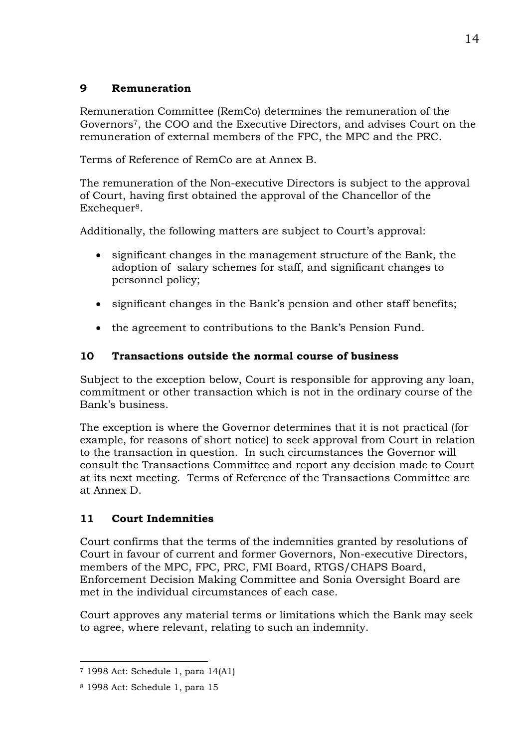## 9 Remuneration

Remuneration Committee (RemCo) determines the remuneration of the Governors[7], the COO and the Executive Directors, and advises Court on the remuneration of external members of the FPC, the MPC and the PRC.

Terms of Reference of RemCo are at Annex B.

The remuneration of the Non-executive Directors is subject to the approval of Court, having first obtained the approval of the Chancellor of the Exchequer[8].

Additionally, the following matters are subject to Court's approval:

- significant changes in the management structure of the Bank, the adoption of salary schemes for staff, and significant changes to personnel policy;
- significant changes in the Bank's pension and other staff benefits;
- the agreement to contributions to the Bank's Pension Fund.

## 10 Transactions outside the normal course of business

Subject to the exception below, Court is responsible for approving any loan, commitment or other transaction which is not in the ordinary course of the Bank's business.

The exception is where the Governor determines that it is not practical (for example, for reasons of short notice) to seek approval from Court in relation to the transaction in question. In such circumstances the Governor will consult the Transactions Committee and report any decision made to Court at its next meeting. Terms of Reference of the Transactions Committee are at Annex D.

## 11 Court Indemnities

Court confirms that the terms of the indemnities granted by resolutions of Court in favour of current and former Governors, Non-executive Directors, members of the MPC, FPC, PRC, FMI Board, RTGS/CHAPS Board, Enforcement Decision Making Committee and Sonia Oversight Board are met in the individual circumstances of each case.

Court approves any material terms or limitations which the Bank may seek to agree, where relevant, relating to such an indemnity.

---

[7] 1998 Act: Schedule 1, para 14(A1)

[8] 1998 Act: Schedule 1, para 15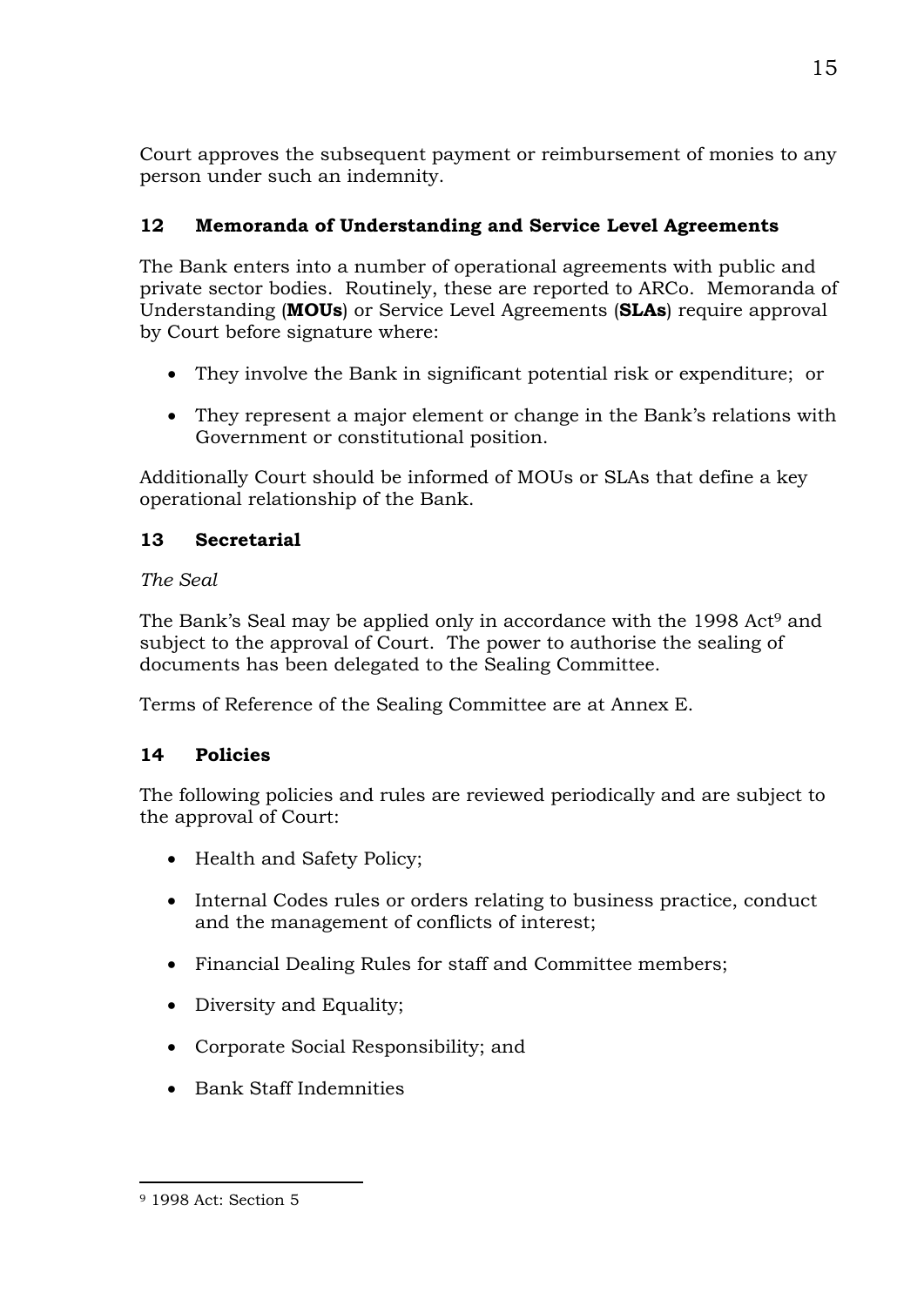Court approves the subsequent payment or reimbursement of monies to any person under such an indemnity.

## 12 Memoranda of Understanding and Service Level Agreements

The Bank enters into a number of operational agreements with public and private sector bodies. Routinely, these are reported to ARCo. Memoranda of Understanding (**MOUs**) or Service Level Agreements (**SLAs**) require approval by Court before signature where:

- They involve the Bank in significant potential risk or expenditure; or
- They represent a major element or change in the Bank's relations with Government or constitutional position.

Additionally Court should be informed of MOUs or SLAs that define a key operational relationship of the Bank.

## 13 Secretarial

*The Seal*

The Bank's Seal may be applied only in accordance with the 1998 Act[9] and subject to the approval of Court. The power to authorise the sealing of documents has been delegated to the Sealing Committee.

Terms of Reference of the Sealing Committee are at Annex E.

## 14 Policies

The following policies and rules are reviewed periodically and are subject to the approval of Court:

- Health and Safety Policy;
- Internal Codes rules or orders relating to business practice, conduct and the management of conflicts of interest;
- Financial Dealing Rules for staff and Committee members;
- Diversity and Equality;
- Corporate Social Responsibility; and
- Bank Staff Indemnities

---

[9] 1998 Act: Section 5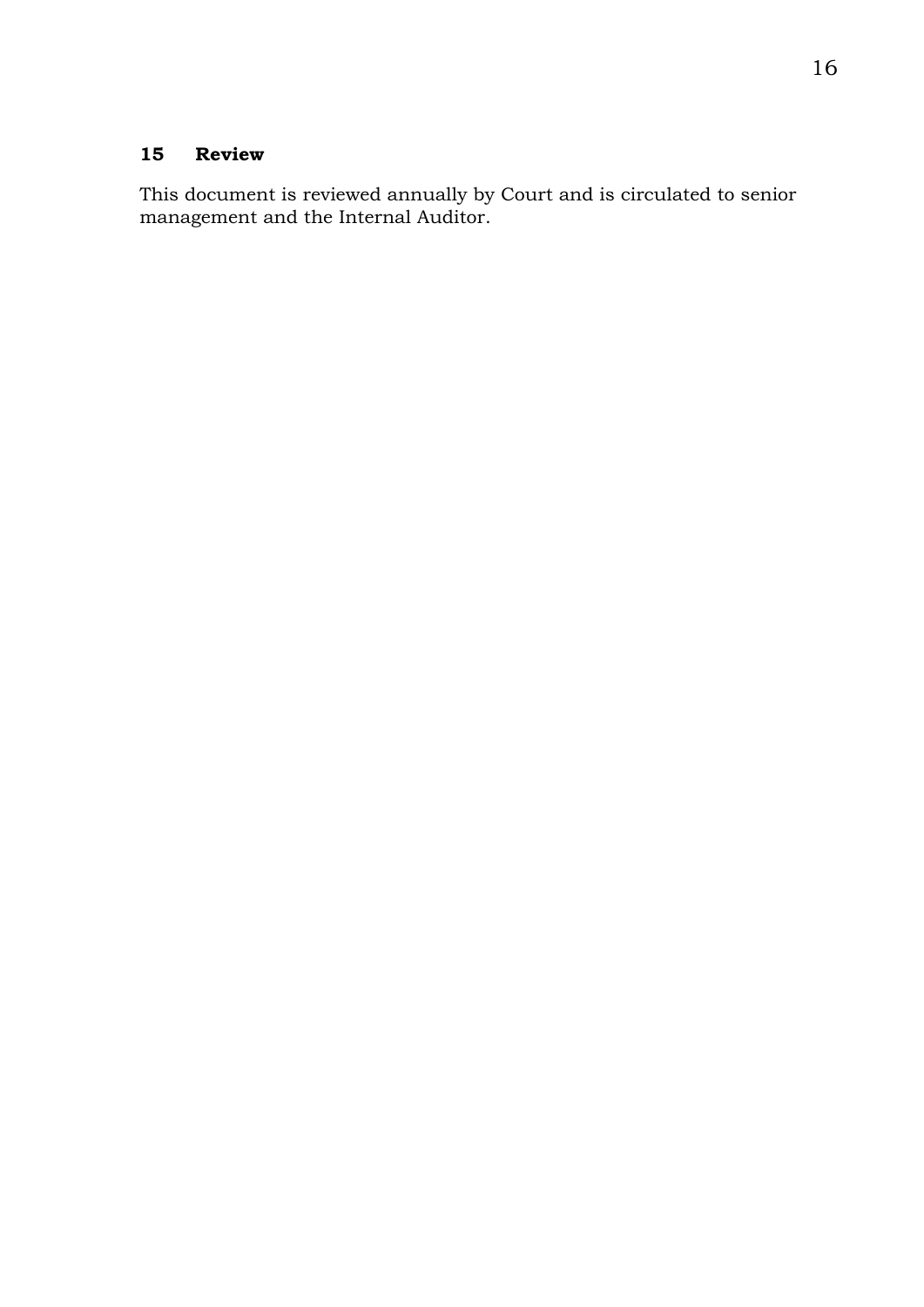## 15 Review

This document is reviewed annually by Court and is circulated to senior management and the Internal Auditor.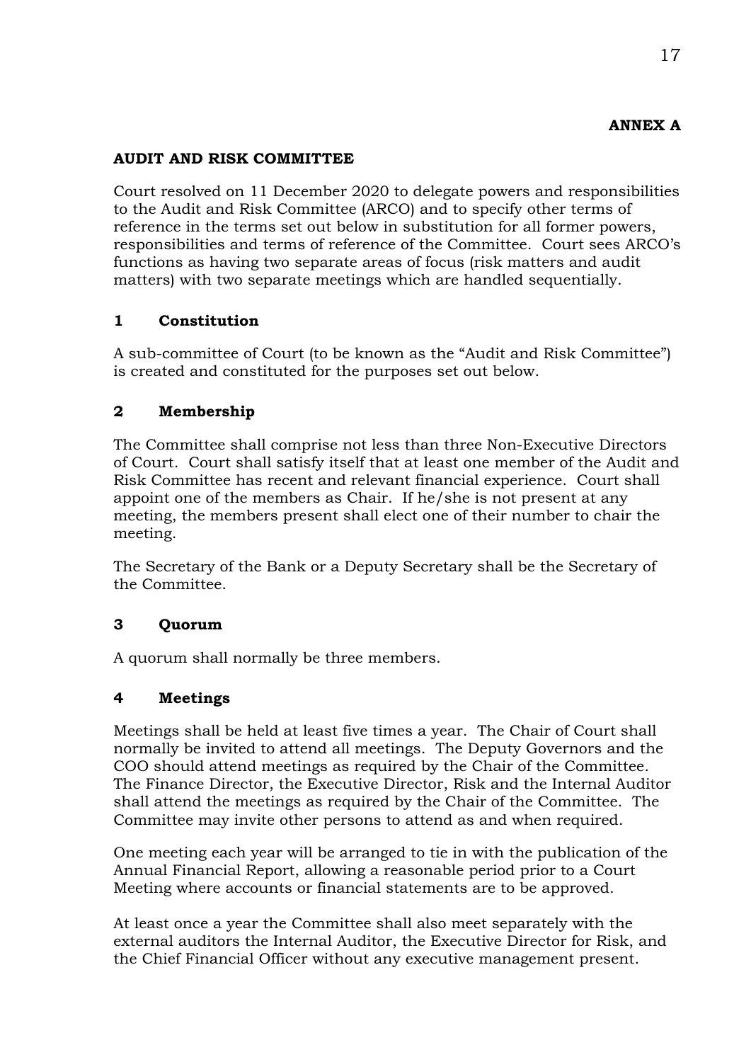**ANNEX A**

**AUDIT AND RISK COMMITTEE**

Court resolved on 11 December 2020 to delegate powers and responsibilities to the Audit and Risk Committee (ARCO) and to specify other terms of reference in the terms set out below in substitution for all former powers, responsibilities and terms of reference of the Committee. Court sees ARCO's functions as having two separate areas of focus (risk matters and audit matters) with two separate meetings which are handled sequentially.

## 1 Constitution

A sub-committee of Court (to be known as the "Audit and Risk Committee") is created and constituted for the purposes set out below.

## 2 Membership

The Committee shall comprise not less than three Non-Executive Directors of Court. Court shall satisfy itself that at least one member of the Audit and Risk Committee has recent and relevant financial experience. Court shall appoint one of the members as Chair. If he/she is not present at any meeting, the members present shall elect one of their number to chair the meeting.

The Secretary of the Bank or a Deputy Secretary shall be the Secretary of the Committee.

## 3 Quorum

A quorum shall normally be three members.

## 4 Meetings

Meetings shall be held at least five times a year. The Chair of Court shall normally be invited to attend all meetings. The Deputy Governors and the COO should attend meetings as required by the Chair of the Committee. The Finance Director, the Executive Director, Risk and the Internal Auditor shall attend the meetings as required by the Chair of the Committee. The Committee may invite other persons to attend as and when required.

One meeting each year will be arranged to tie in with the publication of the Annual Financial Report, allowing a reasonable period prior to a Court Meeting where accounts or financial statements are to be approved.

At least once a year the Committee shall also meet separately with the external auditors the Internal Auditor, the Executive Director for Risk, and the Chief Financial Officer without any executive management present.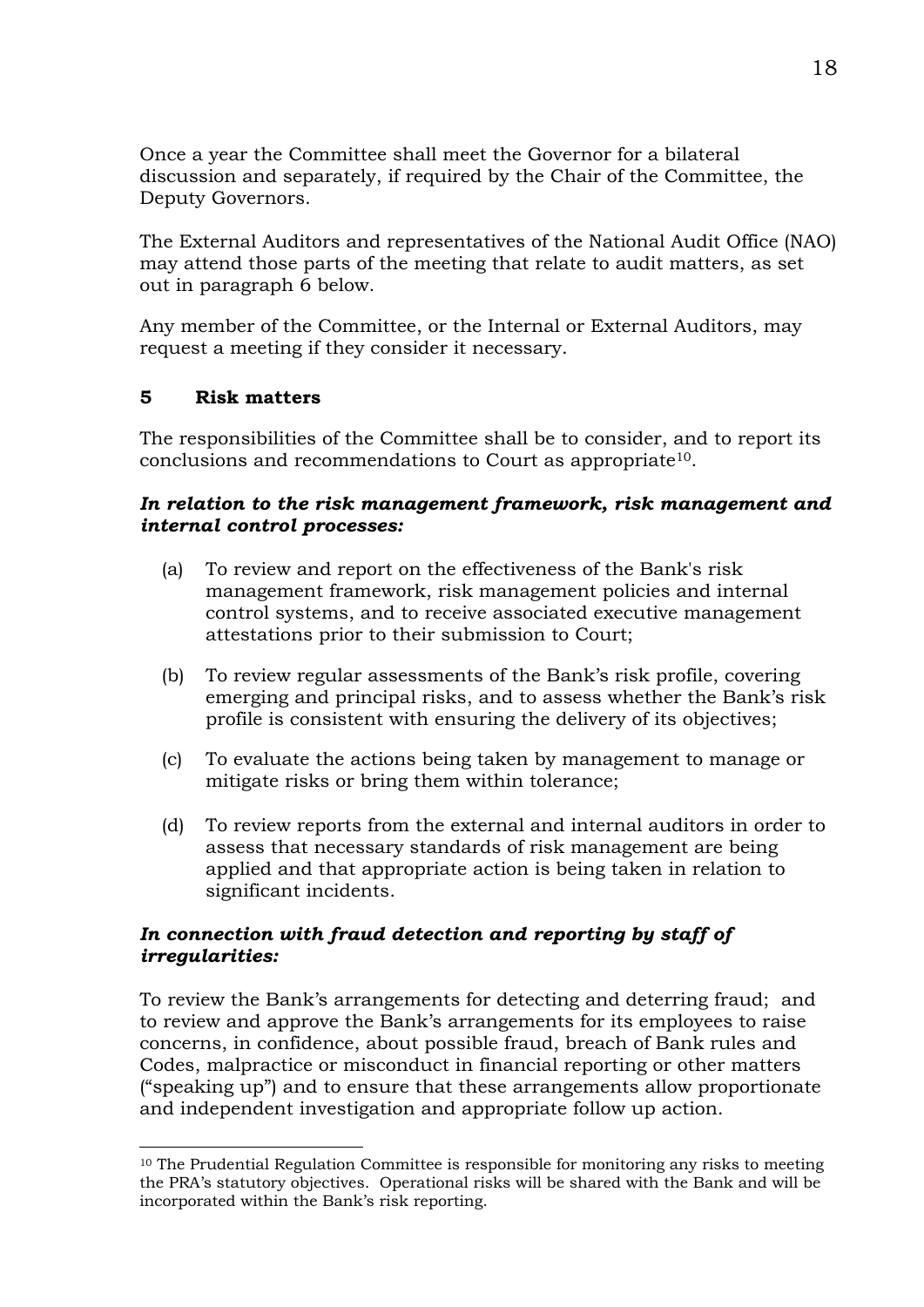Once a year the Committee shall meet the Governor for a bilateral discussion and separately, if required by the Chair of the Committee, the Deputy Governors.

The External Auditors and representatives of the National Audit Office (NAO) may attend those parts of the meeting that relate to audit matters, as set out in paragraph 6 below.

Any member of the Committee, or the Internal or External Auditors, may request a meeting if they consider it necessary.

## 5 Risk matters

The responsibilities of the Committee shall be to consider, and to report its conclusions and recommendations to Court as appropriate[10].

***In relation to the risk management framework, risk management and internal control processes:***

(a) To review and report on the effectiveness of the Bank's risk management framework, risk management policies and internal control systems, and to receive associated executive management attestations prior to their submission to Court;

(b) To review regular assessments of the Bank's risk profile, covering emerging and principal risks, and to assess whether the Bank's risk profile is consistent with ensuring the delivery of its objectives;

(c) To evaluate the actions being taken by management to manage or mitigate risks or bring them within tolerance;

(d) To review reports from the external and internal auditors in order to assess that necessary standards of risk management are being applied and that appropriate action is being taken in relation to significant incidents.

***In connection with fraud detection and reporting by staff of irregularities:***

To review the Bank's arrangements for detecting and deterring fraud; and to review and approve the Bank's arrangements for its employees to raise concerns, in confidence, about possible fraud, breach of Bank rules and Codes, malpractice or misconduct in financial reporting or other matters ("speaking up") and to ensure that these arrangements allow proportionate and independent investigation and appropriate follow up action.

---

[10] The Prudential Regulation Committee is responsible for monitoring any risks to meeting the PRA's statutory objectives. Operational risks will be shared with the Bank and will be incorporated within the Bank's risk reporting.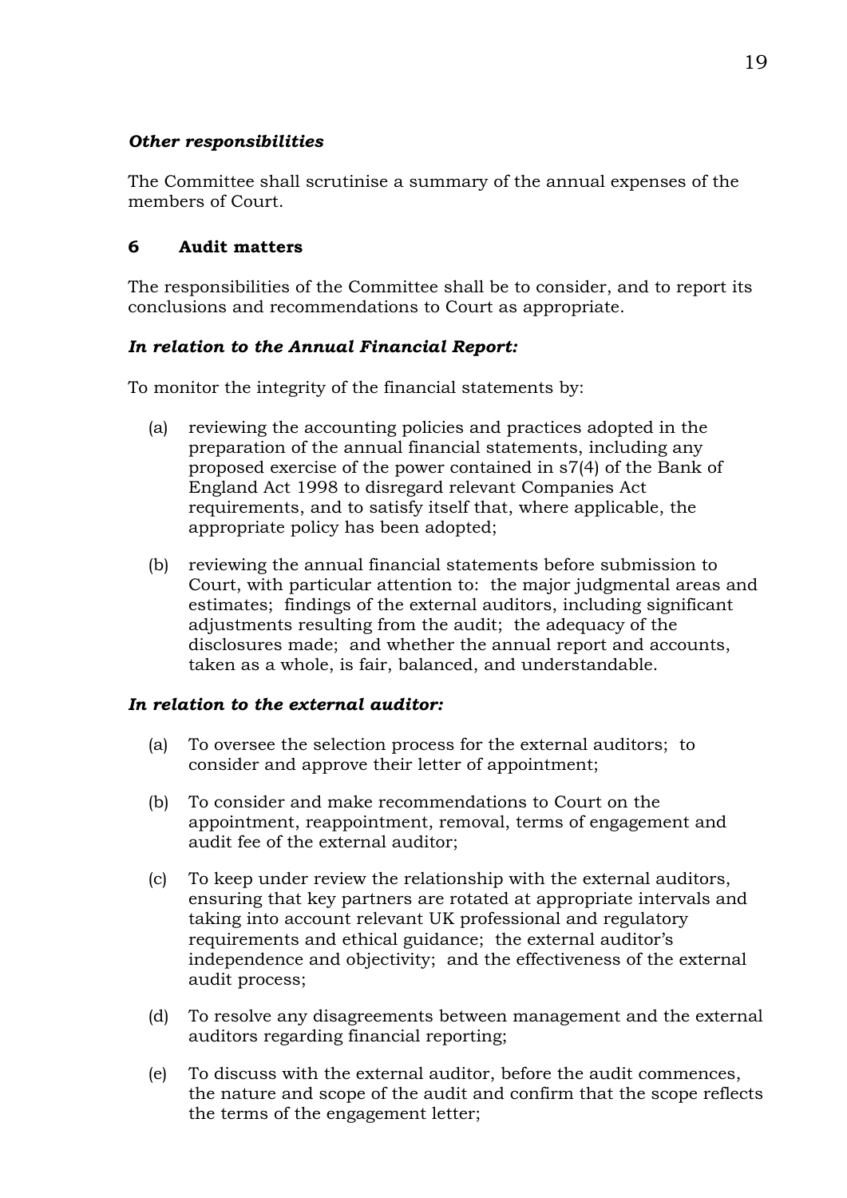***Other responsibilities***

The Committee shall scrutinise a summary of the annual expenses of the members of Court.

## 6 Audit matters

The responsibilities of the Committee shall be to consider, and to report its conclusions and recommendations to Court as appropriate.

***In relation to the Annual Financial Report:***

To monitor the integrity of the financial statements by:

(a) reviewing the accounting policies and practices adopted in the preparation of the annual financial statements, including any proposed exercise of the power contained in s7(4) of the Bank of England Act 1998 to disregard relevant Companies Act requirements, and to satisfy itself that, where applicable, the appropriate policy has been adopted;

(b) reviewing the annual financial statements before submission to Court, with particular attention to: the major judgmental areas and estimates; findings of the external auditors, including significant adjustments resulting from the audit; the adequacy of the disclosures made; and whether the annual report and accounts, taken as a whole, is fair, balanced, and understandable.

***In relation to the external auditor:***

(a) To oversee the selection process for the external auditors; to consider and approve their letter of appointment;

(b) To consider and make recommendations to Court on the appointment, reappointment, removal, terms of engagement and audit fee of the external auditor;

(c) To keep under review the relationship with the external auditors, ensuring that key partners are rotated at appropriate intervals and taking into account relevant UK professional and regulatory requirements and ethical guidance; the external auditor's independence and objectivity; and the effectiveness of the external audit process;

(d) To resolve any disagreements between management and the external auditors regarding financial reporting;

(e) To discuss with the external auditor, before the audit commences, the nature and scope of the audit and confirm that the scope reflects the terms of the engagement letter;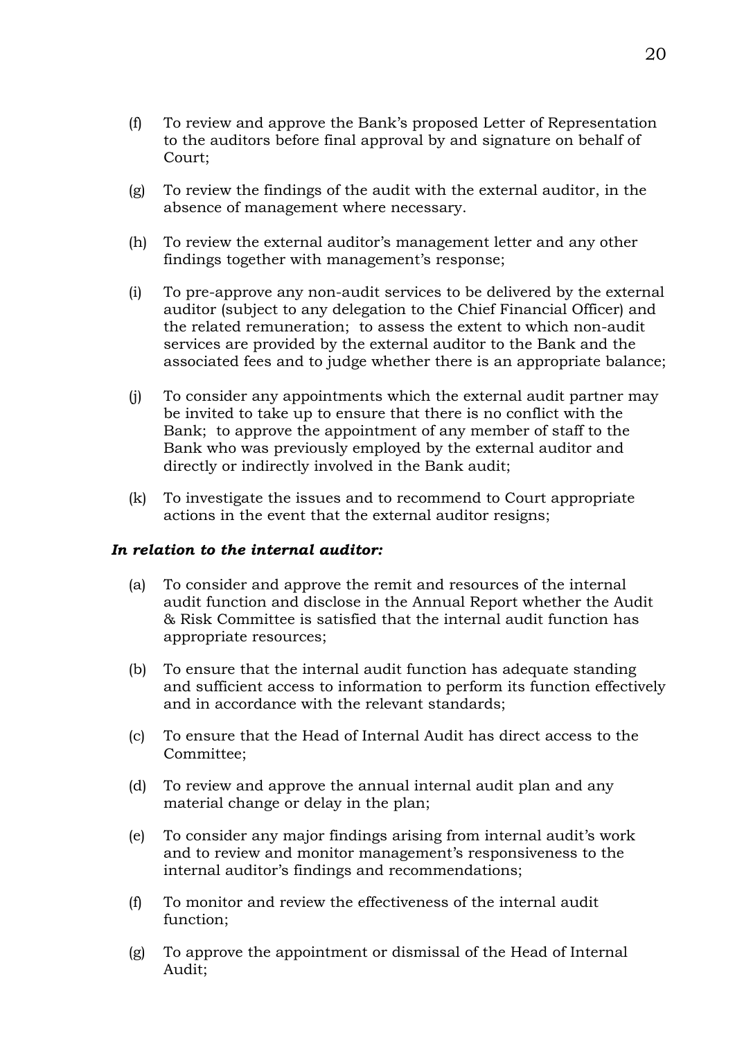(f) To review and approve the Bank's proposed Letter of Representation to the auditors before final approval by and signature on behalf of Court;

(g) To review the findings of the audit with the external auditor, in the absence of management where necessary.

(h) To review the external auditor's management letter and any other findings together with management's response;

(i) To pre-approve any non-audit services to be delivered by the external auditor (subject to any delegation to the Chief Financial Officer) and the related remuneration; to assess the extent to which non-audit services are provided by the external auditor to the Bank and the associated fees and to judge whether there is an appropriate balance;

(j) To consider any appointments which the external audit partner may be invited to take up to ensure that there is no conflict with the Bank; to approve the appointment of any member of staff to the Bank who was previously employed by the external auditor and directly or indirectly involved in the Bank audit;

(k) To investigate the issues and to recommend to Court appropriate actions in the event that the external auditor resigns;

***In relation to the internal auditor:***

(a) To consider and approve the remit and resources of the internal audit function and disclose in the Annual Report whether the Audit & Risk Committee is satisfied that the internal audit function has appropriate resources;

(b) To ensure that the internal audit function has adequate standing and sufficient access to information to perform its function effectively and in accordance with the relevant standards;

(c) To ensure that the Head of Internal Audit has direct access to the Committee;

(d) To review and approve the annual internal audit plan and any material change or delay in the plan;

(e) To consider any major findings arising from internal audit's work and to review and monitor management's responsiveness to the internal auditor's findings and recommendations;

(f) To monitor and review the effectiveness of the internal audit function;

(g) To approve the appointment or dismissal of the Head of Internal Audit;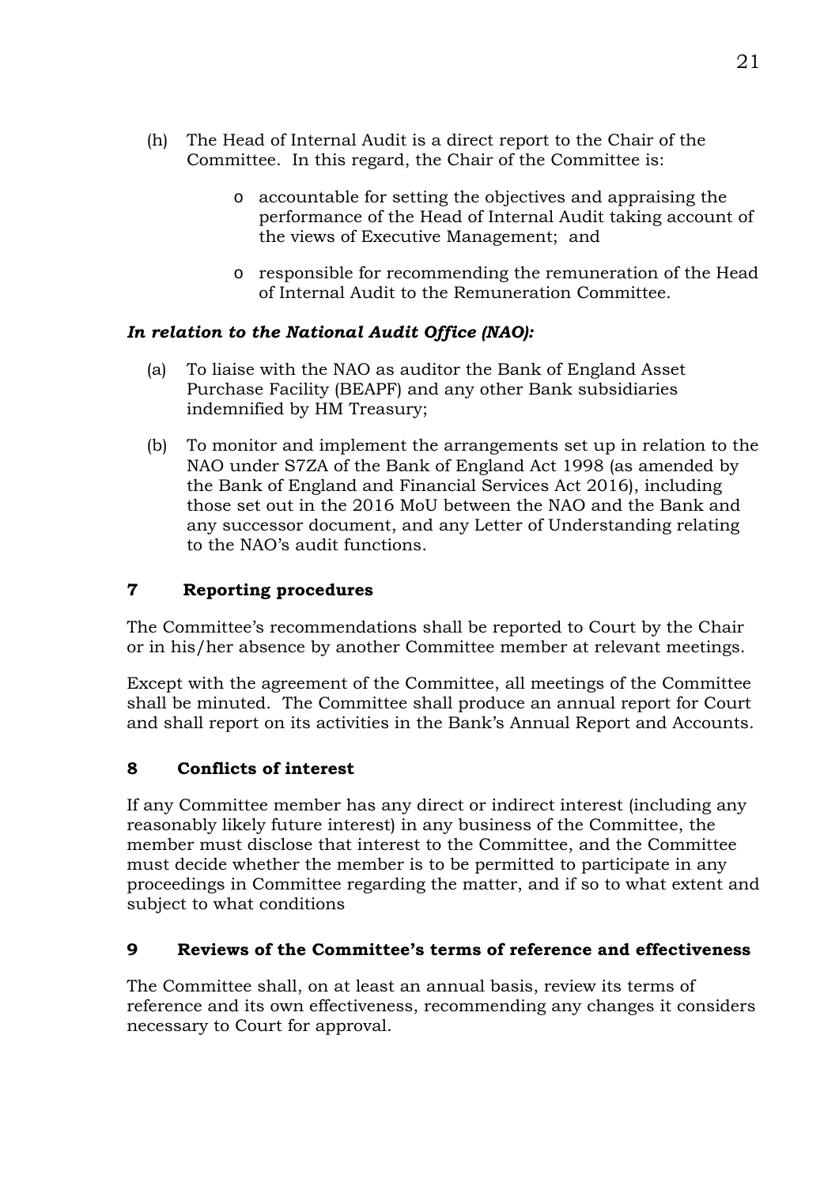(h) The Head of Internal Audit is a direct report to the Chair of the Committee. In this regard, the Chair of the Committee is:

- accountable for setting the objectives and appraising the performance of the Head of Internal Audit taking account of the views of Executive Management; and
- responsible for recommending the remuneration of the Head of Internal Audit to the Remuneration Committee.

***In relation to the National Audit Office (NAO):***

(a) To liaise with the NAO as auditor the Bank of England Asset Purchase Facility (BEAPF) and any other Bank subsidiaries indemnified by HM Treasury;

(b) To monitor and implement the arrangements set up in relation to the NAO under S7ZA of the Bank of England Act 1998 (as amended by the Bank of England and Financial Services Act 2016), including those set out in the 2016 MoU between the NAO and the Bank and any successor document, and any Letter of Understanding relating to the NAO's audit functions.

## 7 Reporting procedures

The Committee's recommendations shall be reported to Court by the Chair or in his/her absence by another Committee member at relevant meetings.

Except with the agreement of the Committee, all meetings of the Committee shall be minuted. The Committee shall produce an annual report for Court and shall report on its activities in the Bank's Annual Report and Accounts.

## 8 Conflicts of interest

If any Committee member has any direct or indirect interest (including any reasonably likely future interest) in any business of the Committee, the member must disclose that interest to the Committee, and the Committee must decide whether the member is to be permitted to participate in any proceedings in Committee regarding the matter, and if so to what extent and subject to what conditions

## 9 Reviews of the Committee's terms of reference and effectiveness

The Committee shall, on at least an annual basis, review its terms of reference and its own effectiveness, recommending any changes it considers necessary to Court for approval.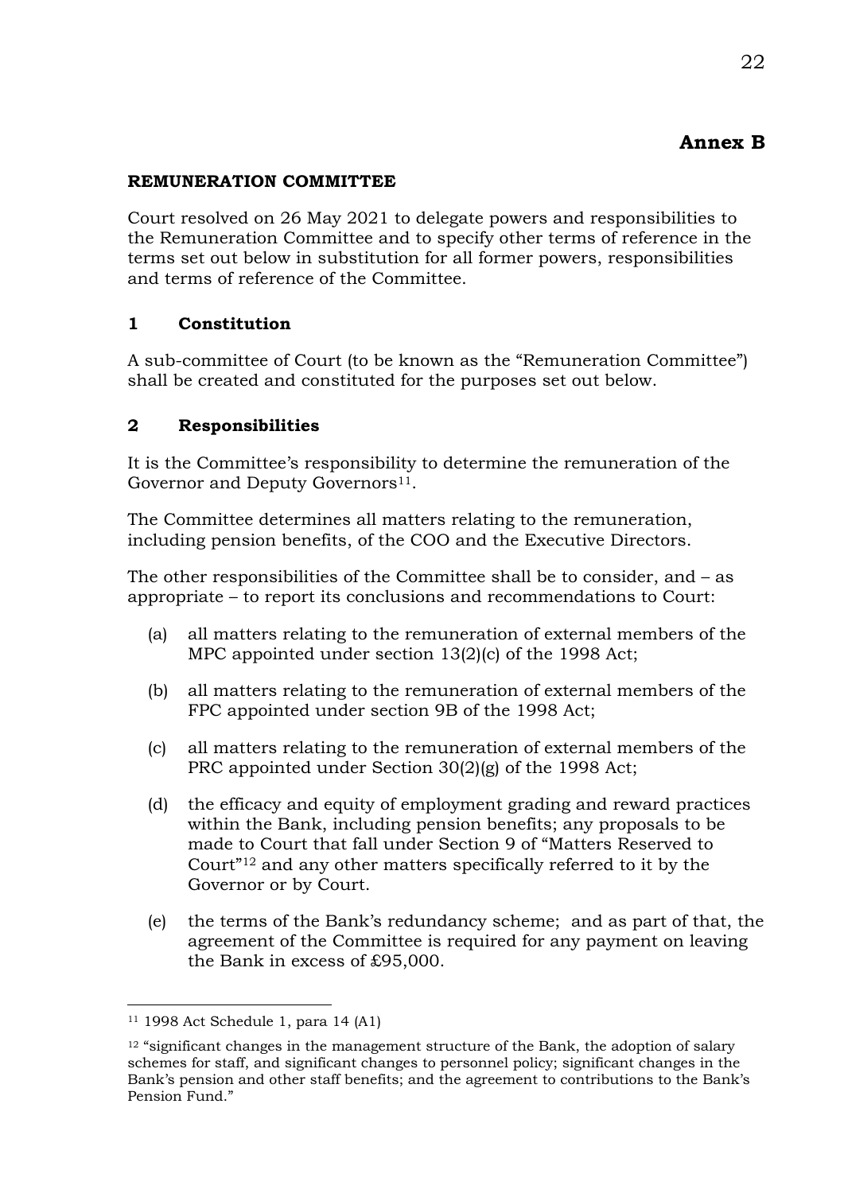## Annex B

**REMUNERATION COMMITTEE**

Court resolved on 26 May 2021 to delegate powers and responsibilities to the Remuneration Committee and to specify other terms of reference in the terms set out below in substitution for all former powers, responsibilities and terms of reference of the Committee.

### 1 Constitution

A sub-committee of Court (to be known as the "Remuneration Committee") shall be created and constituted for the purposes set out below.

### 2 Responsibilities

It is the Committee's responsibility to determine the remuneration of the Governor and Deputy Governors[11].

The Committee determines all matters relating to the remuneration, including pension benefits, of the COO and the Executive Directors.

The other responsibilities of the Committee shall be to consider, and – as appropriate – to report its conclusions and recommendations to Court:

(a) all matters relating to the remuneration of external members of the MPC appointed under section 13(2)(c) of the 1998 Act;

(b) all matters relating to the remuneration of external members of the FPC appointed under section 9B of the 1998 Act;

(c) all matters relating to the remuneration of external members of the PRC appointed under Section 30(2)(g) of the 1998 Act;

(d) the efficacy and equity of employment grading and reward practices within the Bank, including pension benefits; any proposals to be made to Court that fall under Section 9 of "Matters Reserved to Court"[12] and any other matters specifically referred to it by the Governor or by Court.

(e) the terms of the Bank's redundancy scheme; and as part of that, the agreement of the Committee is required for any payment on leaving the Bank in excess of £95,000.

---

[11] 1998 Act Schedule 1, para 14 (A1)

[12] "significant changes in the management structure of the Bank, the adoption of salary schemes for staff, and significant changes to personnel policy; significant changes in the Bank's pension and other staff benefits; and the agreement to contributions to the Bank's Pension Fund."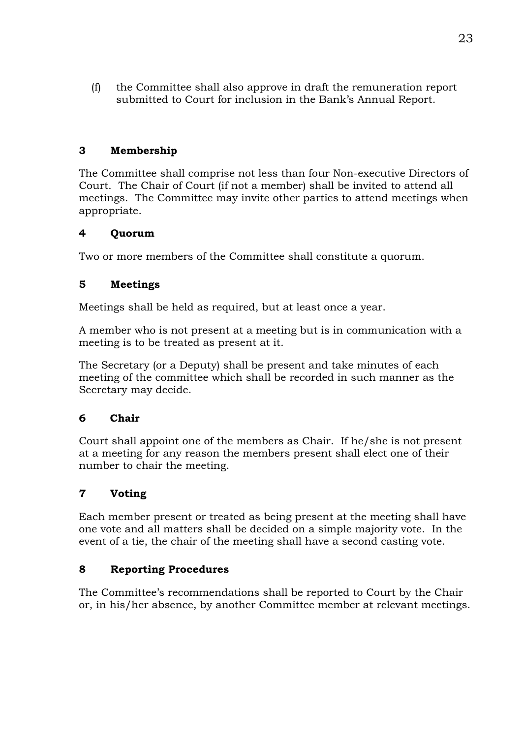(f) the Committee shall also approve in draft the remuneration report submitted to Court for inclusion in the Bank's Annual Report.

## 3 Membership

The Committee shall comprise not less than four Non-executive Directors of Court. The Chair of Court (if not a member) shall be invited to attend all meetings. The Committee may invite other parties to attend meetings when appropriate.

## 4 Quorum

Two or more members of the Committee shall constitute a quorum.

## 5 Meetings

Meetings shall be held as required, but at least once a year.

A member who is not present at a meeting but is in communication with a meeting is to be treated as present at it.

The Secretary (or a Deputy) shall be present and take minutes of each meeting of the committee which shall be recorded in such manner as the Secretary may decide.

## 6 Chair

Court shall appoint one of the members as Chair. If he/she is not present at a meeting for any reason the members present shall elect one of their number to chair the meeting.

## 7 Voting

Each member present or treated as being present at the meeting shall have one vote and all matters shall be decided on a simple majority vote. In the event of a tie, the chair of the meeting shall have a second casting vote.

## 8 Reporting Procedures

The Committee's recommendations shall be reported to Court by the Chair or, in his/her absence, by another Committee member at relevant meetings.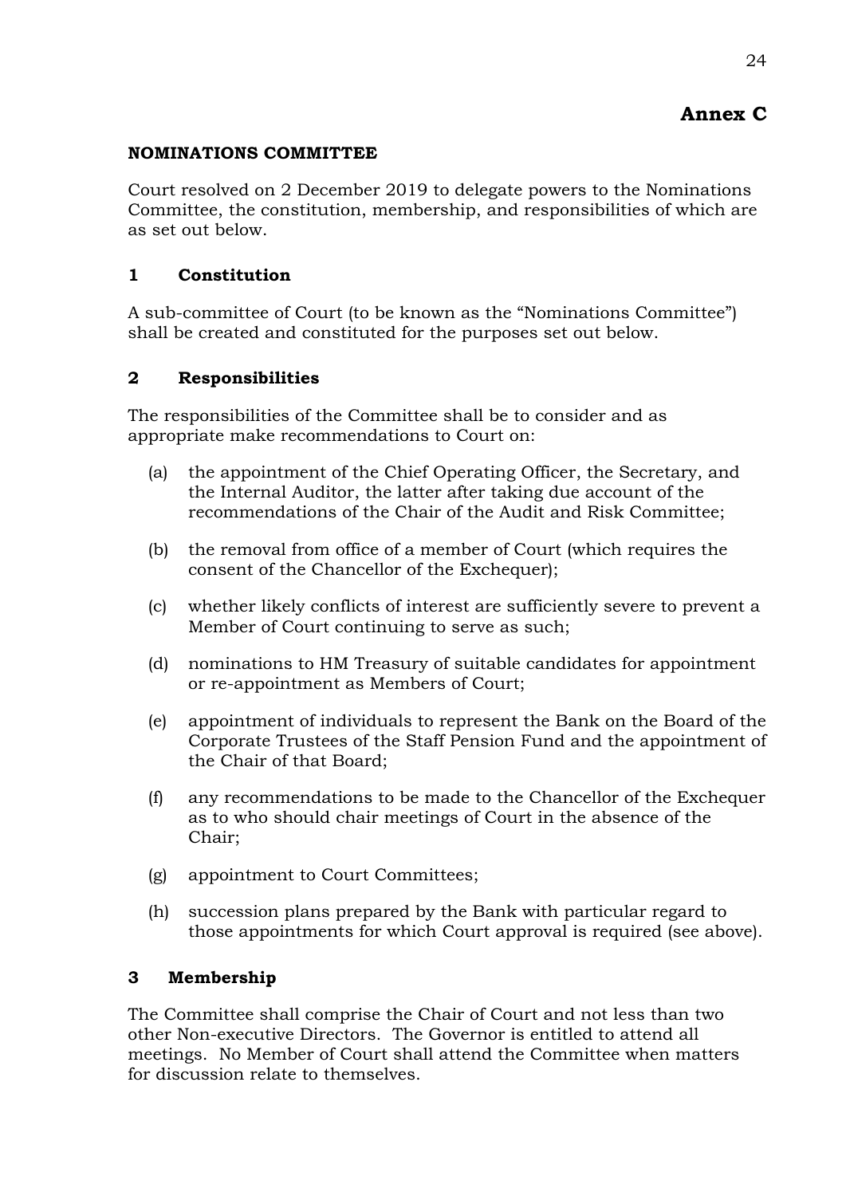# Annex C

## NOMINATIONS COMMITTEE

Court resolved on 2 December 2019 to delegate powers to the Nominations Committee, the constitution, membership, and responsibilities of which are as set out below.

### 1 Constitution

A sub-committee of Court (to be known as the "Nominations Committee") shall be created and constituted for the purposes set out below.

### 2 Responsibilities

The responsibilities of the Committee shall be to consider and as appropriate make recommendations to Court on:

(a) the appointment of the Chief Operating Officer, the Secretary, and the Internal Auditor, the latter after taking due account of the recommendations of the Chair of the Audit and Risk Committee;

(b) the removal from office of a member of Court (which requires the consent of the Chancellor of the Exchequer);

(c) whether likely conflicts of interest are sufficiently severe to prevent a Member of Court continuing to serve as such;

(d) nominations to HM Treasury of suitable candidates for appointment or re-appointment as Members of Court;

(e) appointment of individuals to represent the Bank on the Board of the Corporate Trustees of the Staff Pension Fund and the appointment of the Chair of that Board;

(f) any recommendations to be made to the Chancellor of the Exchequer as to who should chair meetings of Court in the absence of the Chair;

(g) appointment to Court Committees;

(h) succession plans prepared by the Bank with particular regard to those appointments for which Court approval is required (see above).

### 3 Membership

The Committee shall comprise the Chair of Court and not less than two other Non-executive Directors. The Governor is entitled to attend all meetings. No Member of Court shall attend the Committee when matters for discussion relate to themselves.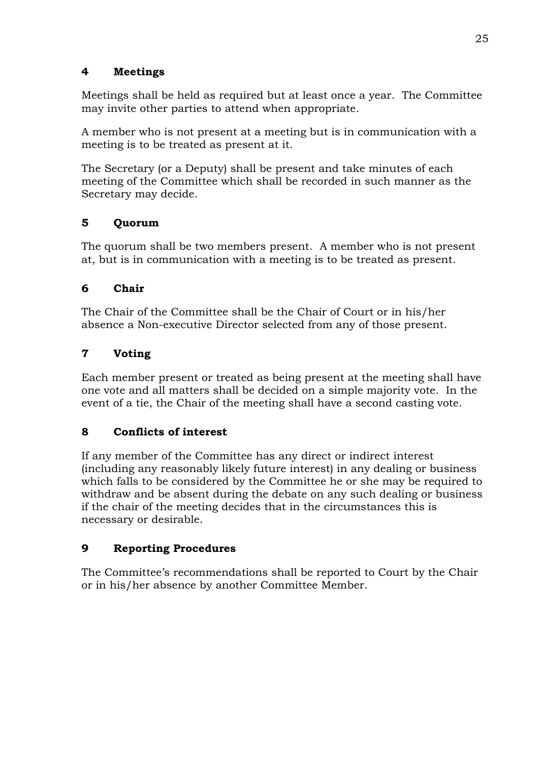## 4 Meetings

Meetings shall be held as required but at least once a year. The Committee may invite other parties to attend when appropriate.

A member who is not present at a meeting but is in communication with a meeting is to be treated as present at it.

The Secretary (or a Deputy) shall be present and take minutes of each meeting of the Committee which shall be recorded in such manner as the Secretary may decide.

## 5 Quorum

The quorum shall be two members present. A member who is not present at, but is in communication with a meeting is to be treated as present.

## 6 Chair

The Chair of the Committee shall be the Chair of Court or in his/her absence a Non-executive Director selected from any of those present.

## 7 Voting

Each member present or treated as being present at the meeting shall have one vote and all matters shall be decided on a simple majority vote. In the event of a tie, the Chair of the meeting shall have a second casting vote.

## 8 Conflicts of interest

If any member of the Committee has any direct or indirect interest (including any reasonably likely future interest) in any dealing or business which falls to be considered by the Committee he or she may be required to withdraw and be absent during the debate on any such dealing or business if the chair of the meeting decides that in the circumstances this is necessary or desirable.

## 9 Reporting Procedures

The Committee's recommendations shall be reported to Court by the Chair or in his/her absence by another Committee Member.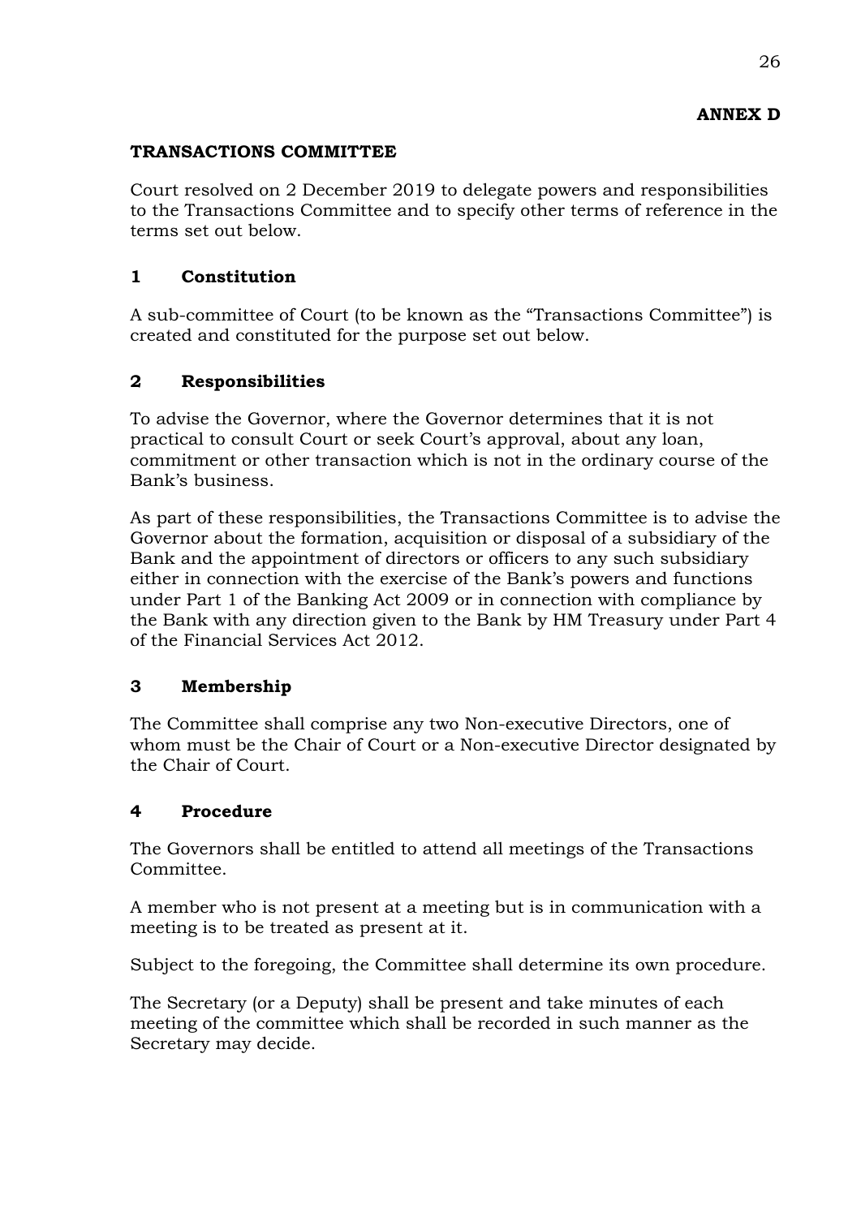**ANNEX D**

**TRANSACTIONS COMMITTEE**

Court resolved on 2 December 2019 to delegate powers and responsibilities to the Transactions Committee and to specify other terms of reference in the terms set out below.

## 1 Constitution

A sub-committee of Court (to be known as the "Transactions Committee") is created and constituted for the purpose set out below.

## 2 Responsibilities

To advise the Governor, where the Governor determines that it is not practical to consult Court or seek Court's approval, about any loan, commitment or other transaction which is not in the ordinary course of the Bank's business.

As part of these responsibilities, the Transactions Committee is to advise the Governor about the formation, acquisition or disposal of a subsidiary of the Bank and the appointment of directors or officers to any such subsidiary either in connection with the exercise of the Bank's powers and functions under Part 1 of the Banking Act 2009 or in connection with compliance by the Bank with any direction given to the Bank by HM Treasury under Part 4 of the Financial Services Act 2012.

## 3 Membership

The Committee shall comprise any two Non-executive Directors, one of whom must be the Chair of Court or a Non-executive Director designated by the Chair of Court.

## 4 Procedure

The Governors shall be entitled to attend all meetings of the Transactions Committee.

A member who is not present at a meeting but is in communication with a meeting is to be treated as present at it.

Subject to the foregoing, the Committee shall determine its own procedure.

The Secretary (or a Deputy) shall be present and take minutes of each meeting of the committee which shall be recorded in such manner as the Secretary may decide.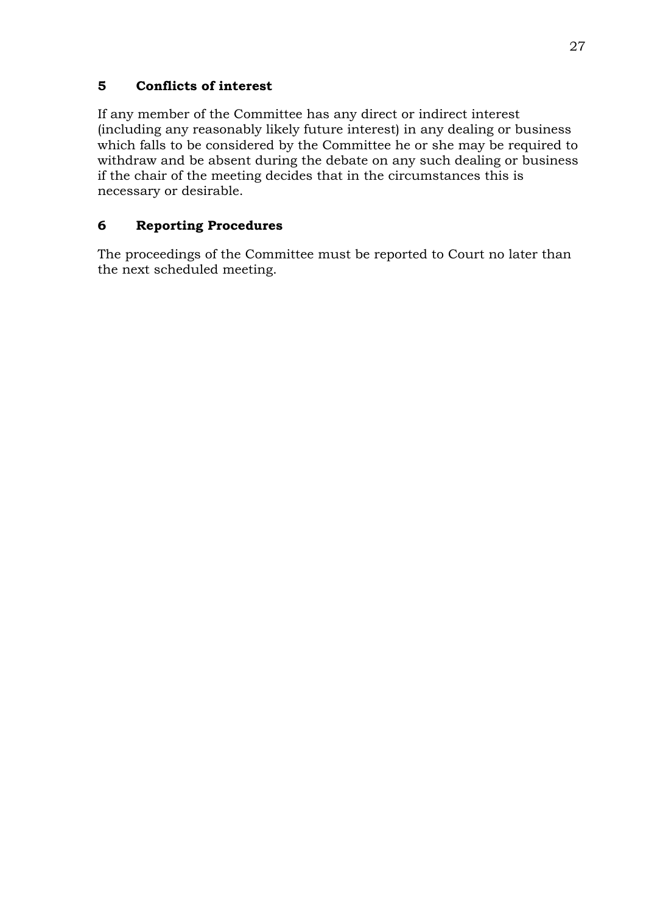## 5 Conflicts of interest

If any member of the Committee has any direct or indirect interest (including any reasonably likely future interest) in any dealing or business which falls to be considered by the Committee he or she may be required to withdraw and be absent during the debate on any such dealing or business if the chair of the meeting decides that in the circumstances this is necessary or desirable.

## 6 Reporting Procedures

The proceedings of the Committee must be reported to Court no later than the next scheduled meeting.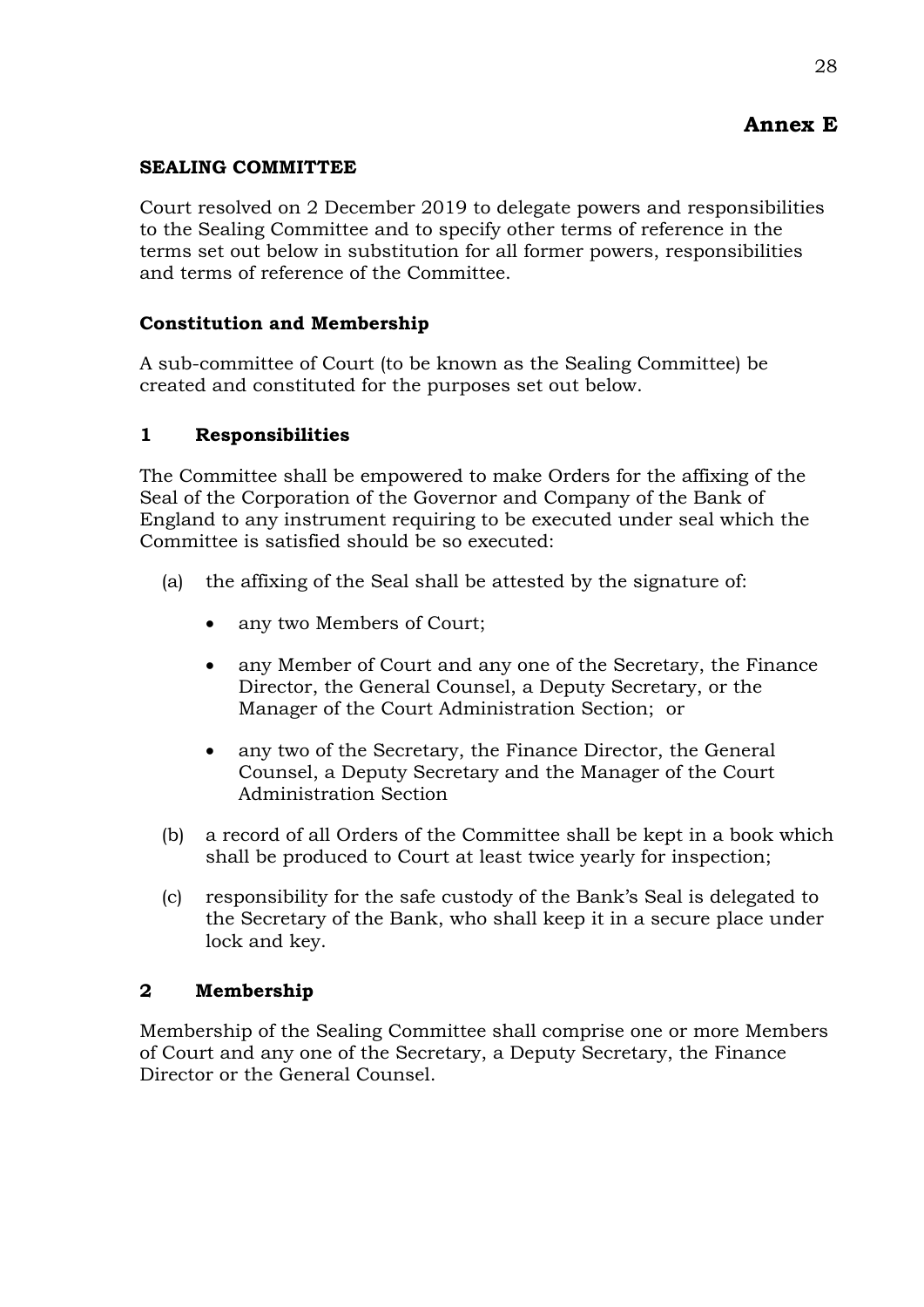# Annex E

## SEALING COMMITTEE

Court resolved on 2 December 2019 to delegate powers and responsibilities to the Sealing Committee and to specify other terms of reference in the terms set out below in substitution for all former powers, responsibilities and terms of reference of the Committee.

### Constitution and Membership

A sub-committee of Court (to be known as the Sealing Committee) be created and constituted for the purposes set out below.

### 1 Responsibilities

The Committee shall be empowered to make Orders for the affixing of the Seal of the Corporation of the Governor and Company of the Bank of England to any instrument requiring to be executed under seal which the Committee is satisfied should be so executed:

(a) the affixing of the Seal shall be attested by the signature of:

- any two Members of Court;
- any Member of Court and any one of the Secretary, the Finance Director, the General Counsel, a Deputy Secretary, or the Manager of the Court Administration Section; or
- any two of the Secretary, the Finance Director, the General Counsel, a Deputy Secretary and the Manager of the Court Administration Section

(b) a record of all Orders of the Committee shall be kept in a book which shall be produced to Court at least twice yearly for inspection;

(c) responsibility for the safe custody of the Bank's Seal is delegated to the Secretary of the Bank, who shall keep it in a secure place under lock and key.

### 2 Membership

Membership of the Sealing Committee shall comprise one or more Members of Court and any one of the Secretary, a Deputy Secretary, the Finance Director or the General Counsel.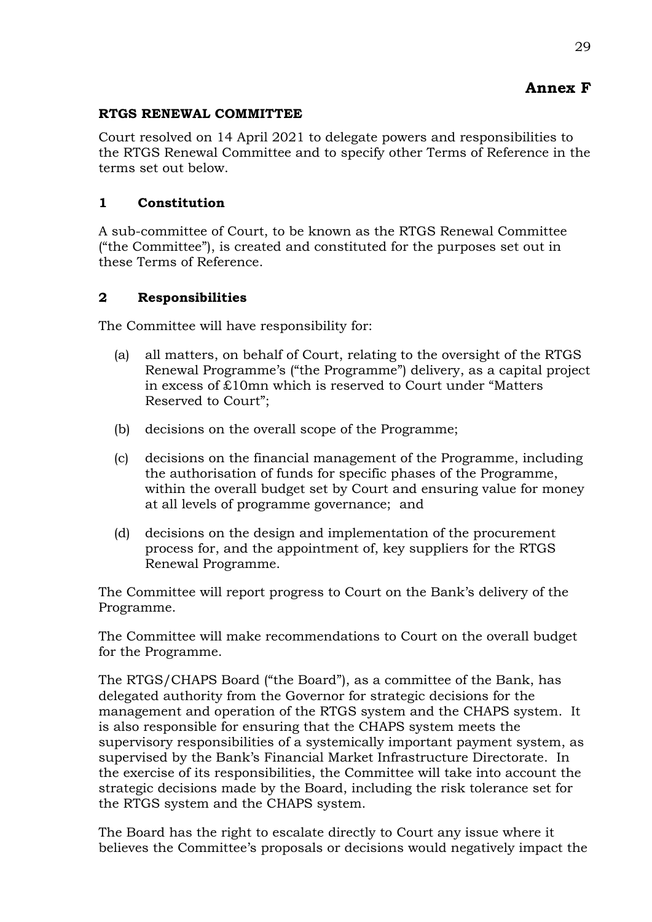## Annex F

### RTGS RENEWAL COMMITTEE

Court resolved on 14 April 2021 to delegate powers and responsibilities to the RTGS Renewal Committee and to specify other Terms of Reference in the terms set out below.

### 1 Constitution

A sub-committee of Court, to be known as the RTGS Renewal Committee ("the Committee"), is created and constituted for the purposes set out in these Terms of Reference.

### 2 Responsibilities

The Committee will have responsibility for:

(a) all matters, on behalf of Court, relating to the oversight of the RTGS Renewal Programme's ("the Programme") delivery, as a capital project in excess of £10mn which is reserved to Court under "Matters Reserved to Court";

(b) decisions on the overall scope of the Programme;

(c) decisions on the financial management of the Programme, including the authorisation of funds for specific phases of the Programme, within the overall budget set by Court and ensuring value for money at all levels of programme governance; and

(d) decisions on the design and implementation of the procurement process for, and the appointment of, key suppliers for the RTGS Renewal Programme.

The Committee will report progress to Court on the Bank's delivery of the Programme.

The Committee will make recommendations to Court on the overall budget for the Programme.

The RTGS/CHAPS Board ("the Board"), as a committee of the Bank, has delegated authority from the Governor for strategic decisions for the management and operation of the RTGS system and the CHAPS system. It is also responsible for ensuring that the CHAPS system meets the supervisory responsibilities of a systemically important payment system, as supervised by the Bank's Financial Market Infrastructure Directorate. In the exercise of its responsibilities, the Committee will take into account the strategic decisions made by the Board, including the risk tolerance set for the RTGS system and the CHAPS system.

The Board has the right to escalate directly to Court any issue where it believes the Committee's proposals or decisions would negatively impact the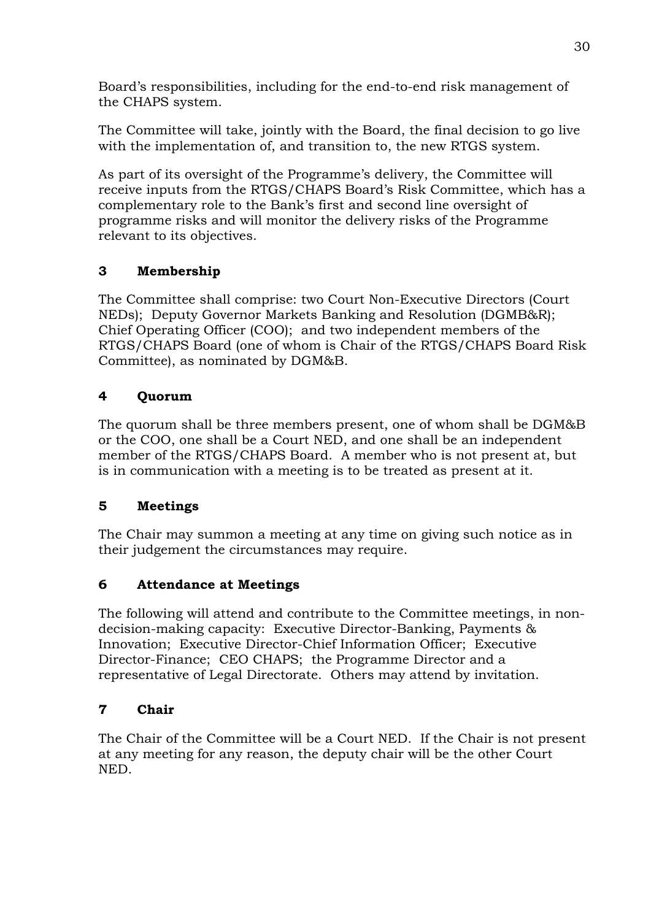Board's responsibilities, including for the end-to-end risk management of the CHAPS system.

The Committee will take, jointly with the Board, the final decision to go live with the implementation of, and transition to, the new RTGS system.

As part of its oversight of the Programme's delivery, the Committee will receive inputs from the RTGS/CHAPS Board's Risk Committee, which has a complementary role to the Bank's first and second line oversight of programme risks and will monitor the delivery risks of the Programme relevant to its objectives.

## 3 Membership

The Committee shall comprise: two Court Non-Executive Directors (Court NEDs); Deputy Governor Markets Banking and Resolution (DGMB&R); Chief Operating Officer (COO); and two independent members of the RTGS/CHAPS Board (one of whom is Chair of the RTGS/CHAPS Board Risk Committee), as nominated by DGM&B.

## 4 Quorum

The quorum shall be three members present, one of whom shall be DGM&B or the COO, one shall be a Court NED, and one shall be an independent member of the RTGS/CHAPS Board. A member who is not present at, but is in communication with a meeting is to be treated as present at it.

## 5 Meetings

The Chair may summon a meeting at any time on giving such notice as in their judgement the circumstances may require.

## 6 Attendance at Meetings

The following will attend and contribute to the Committee meetings, in non-decision-making capacity: Executive Director-Banking, Payments & Innovation; Executive Director-Chief Information Officer; Executive Director-Finance; CEO CHAPS; the Programme Director and a representative of Legal Directorate. Others may attend by invitation.

## 7 Chair

The Chair of the Committee will be a Court NED. If the Chair is not present at any meeting for any reason, the deputy chair will be the other Court NED.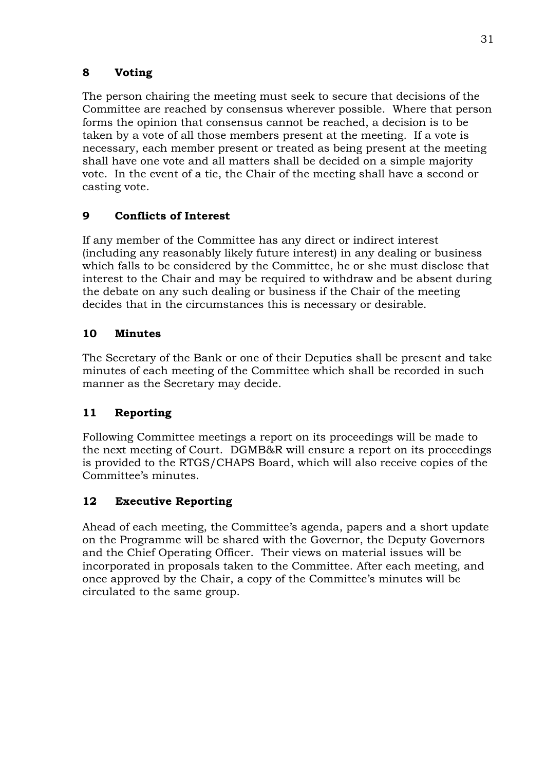## 8 Voting

The person chairing the meeting must seek to secure that decisions of the Committee are reached by consensus wherever possible. Where that person forms the opinion that consensus cannot be reached, a decision is to be taken by a vote of all those members present at the meeting. If a vote is necessary, each member present or treated as being present at the meeting shall have one vote and all matters shall be decided on a simple majority vote. In the event of a tie, the Chair of the meeting shall have a second or casting vote.

## 9 Conflicts of Interest

If any member of the Committee has any direct or indirect interest (including any reasonably likely future interest) in any dealing or business which falls to be considered by the Committee, he or she must disclose that interest to the Chair and may be required to withdraw and be absent during the debate on any such dealing or business if the Chair of the meeting decides that in the circumstances this is necessary or desirable.

## 10 Minutes

The Secretary of the Bank or one of their Deputies shall be present and take minutes of each meeting of the Committee which shall be recorded in such manner as the Secretary may decide.

## 11 Reporting

Following Committee meetings a report on its proceedings will be made to the next meeting of Court. DGMB&R will ensure a report on its proceedings is provided to the RTGS/CHAPS Board, which will also receive copies of the Committee's minutes.

## 12 Executive Reporting

Ahead of each meeting, the Committee's agenda, papers and a short update on the Programme will be shared with the Governor, the Deputy Governors and the Chief Operating Officer. Their views on material issues will be incorporated in proposals taken to the Committee. After each meeting, and once approved by the Chair, a copy of the Committee's minutes will be circulated to the same group.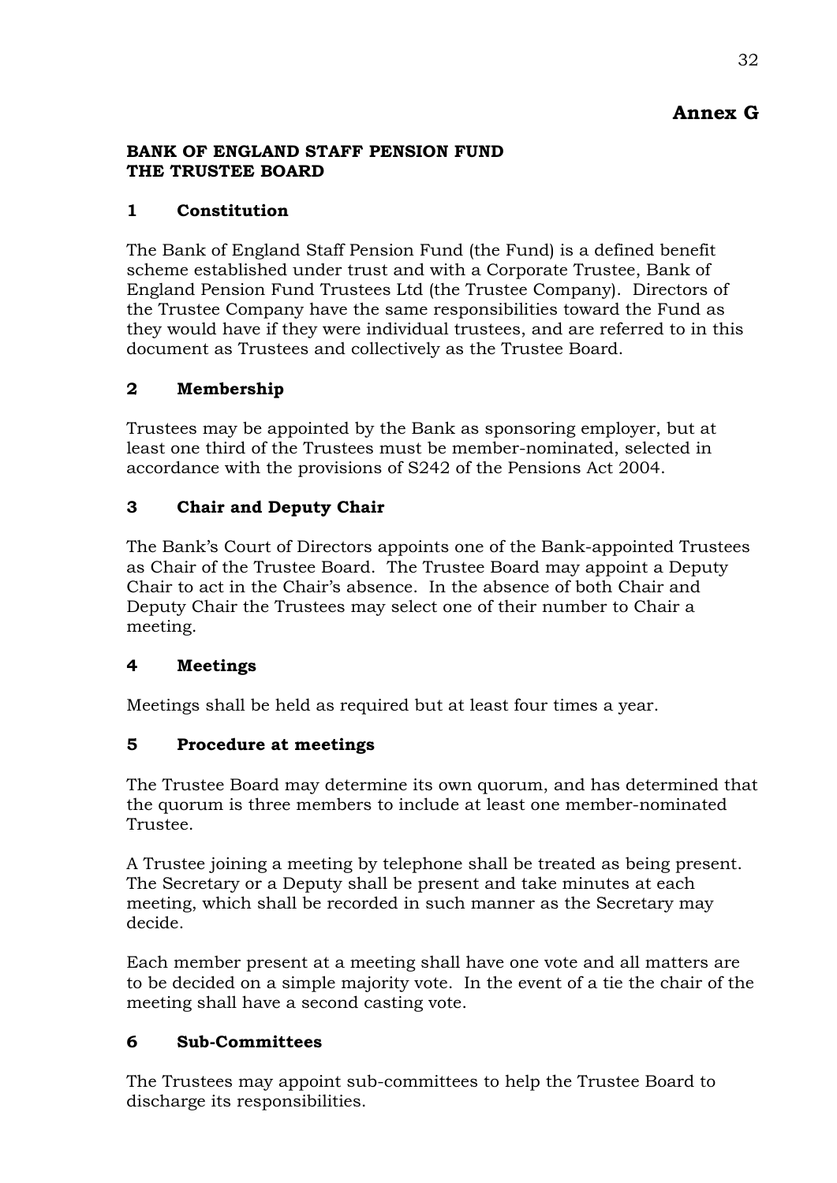## Annex G

**BANK OF ENGLAND STAFF PENSION FUND**
**THE TRUSTEE BOARD**

### 1 Constitution

The Bank of England Staff Pension Fund (the Fund) is a defined benefit scheme established under trust and with a Corporate Trustee, Bank of England Pension Fund Trustees Ltd (the Trustee Company). Directors of the Trustee Company have the same responsibilities toward the Fund as they would have if they were individual trustees, and are referred to in this document as Trustees and collectively as the Trustee Board.

### 2 Membership

Trustees may be appointed by the Bank as sponsoring employer, but at least one third of the Trustees must be member-nominated, selected in accordance with the provisions of S242 of the Pensions Act 2004.

### 3 Chair and Deputy Chair

The Bank's Court of Directors appoints one of the Bank-appointed Trustees as Chair of the Trustee Board. The Trustee Board may appoint a Deputy Chair to act in the Chair's absence. In the absence of both Chair and Deputy Chair the Trustees may select one of their number to Chair a meeting.

### 4 Meetings

Meetings shall be held as required but at least four times a year.

### 5 Procedure at meetings

The Trustee Board may determine its own quorum, and has determined that the quorum is three members to include at least one member-nominated Trustee.

A Trustee joining a meeting by telephone shall be treated as being present. The Secretary or a Deputy shall be present and take minutes at each meeting, which shall be recorded in such manner as the Secretary may decide.

Each member present at a meeting shall have one vote and all matters are to be decided on a simple majority vote. In the event of a tie the chair of the meeting shall have a second casting vote.

### 6 Sub-Committees

The Trustees may appoint sub-committees to help the Trustee Board to discharge its responsibilities.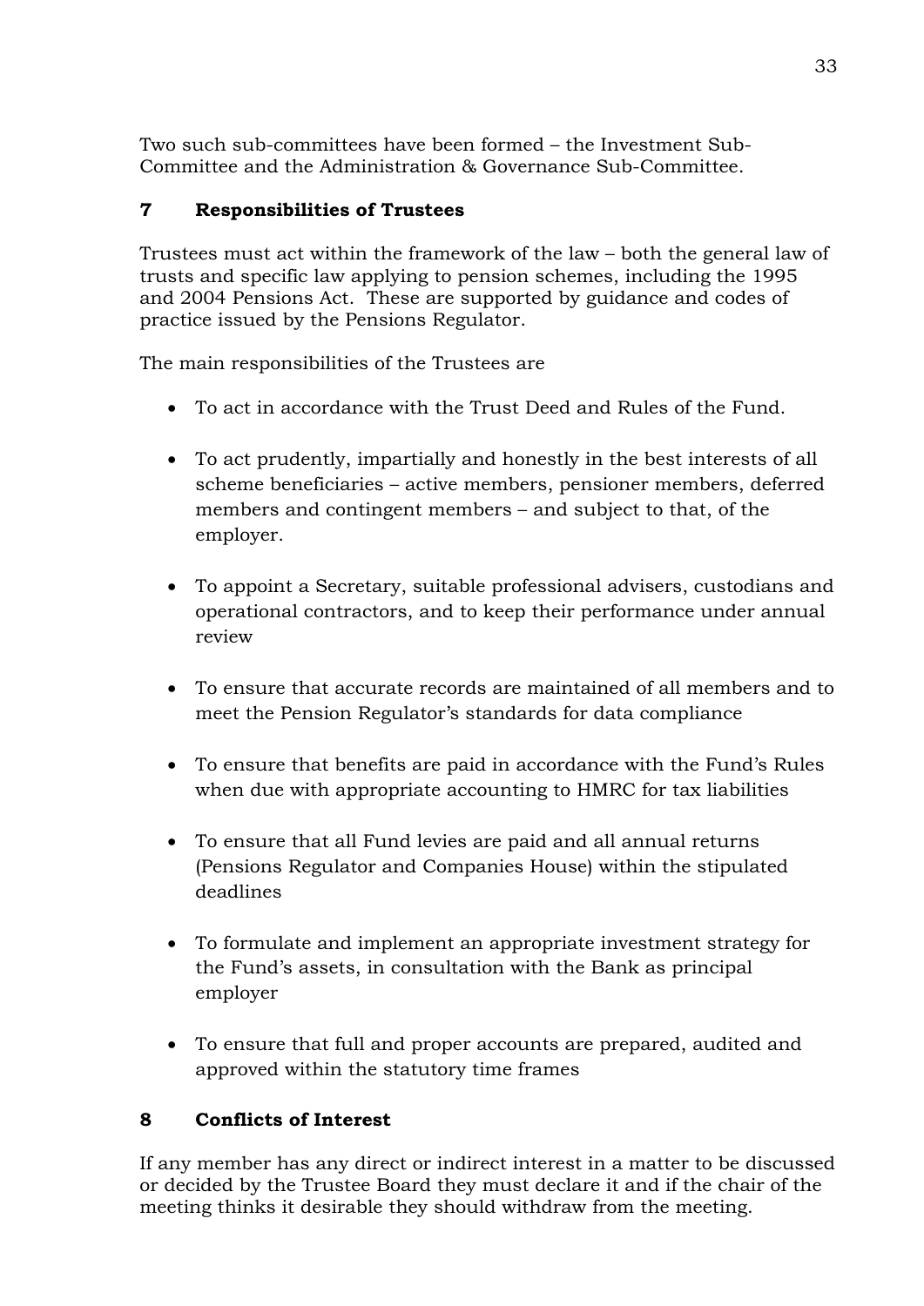Two such sub-committees have been formed – the Investment Sub-Committee and the Administration & Governance Sub-Committee.

## 7 Responsibilities of Trustees

Trustees must act within the framework of the law – both the general law of trusts and specific law applying to pension schemes, including the 1995 and 2004 Pensions Act. These are supported by guidance and codes of practice issued by the Pensions Regulator.

The main responsibilities of the Trustees are

- To act in accordance with the Trust Deed and Rules of the Fund.
- To act prudently, impartially and honestly in the best interests of all scheme beneficiaries – active members, pensioner members, deferred members and contingent members – and subject to that, of the employer.
- To appoint a Secretary, suitable professional advisers, custodians and operational contractors, and to keep their performance under annual review
- To ensure that accurate records are maintained of all members and to meet the Pension Regulator's standards for data compliance
- To ensure that benefits are paid in accordance with the Fund's Rules when due with appropriate accounting to HMRC for tax liabilities
- To ensure that all Fund levies are paid and all annual returns (Pensions Regulator and Companies House) within the stipulated deadlines
- To formulate and implement an appropriate investment strategy for the Fund's assets, in consultation with the Bank as principal employer
- To ensure that full and proper accounts are prepared, audited and approved within the statutory time frames

## 8 Conflicts of Interest

If any member has any direct or indirect interest in a matter to be discussed or decided by the Trustee Board they must declare it and if the chair of the meeting thinks it desirable they should withdraw from the meeting.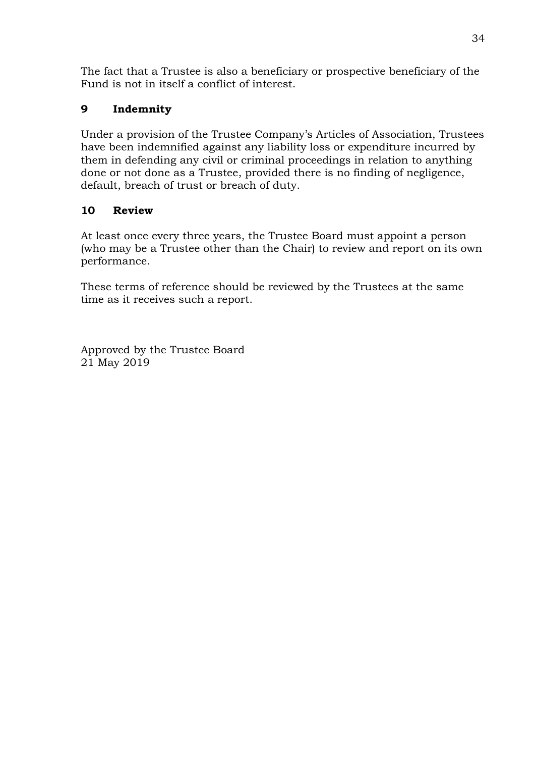The fact that a Trustee is also a beneficiary or prospective beneficiary of the Fund is not in itself a conflict of interest.

## 9 Indemnity

Under a provision of the Trustee Company's Articles of Association, Trustees have been indemnified against any liability loss or expenditure incurred by them in defending any civil or criminal proceedings in relation to anything done or not done as a Trustee, provided there is no finding of negligence, default, breach of trust or breach of duty.

## 10 Review

At least once every three years, the Trustee Board must appoint a person (who may be a Trustee other than the Chair) to review and report on its own performance.

These terms of reference should be reviewed by the Trustees at the same time as it receives such a report.

Approved by the Trustee Board
21 May 2019